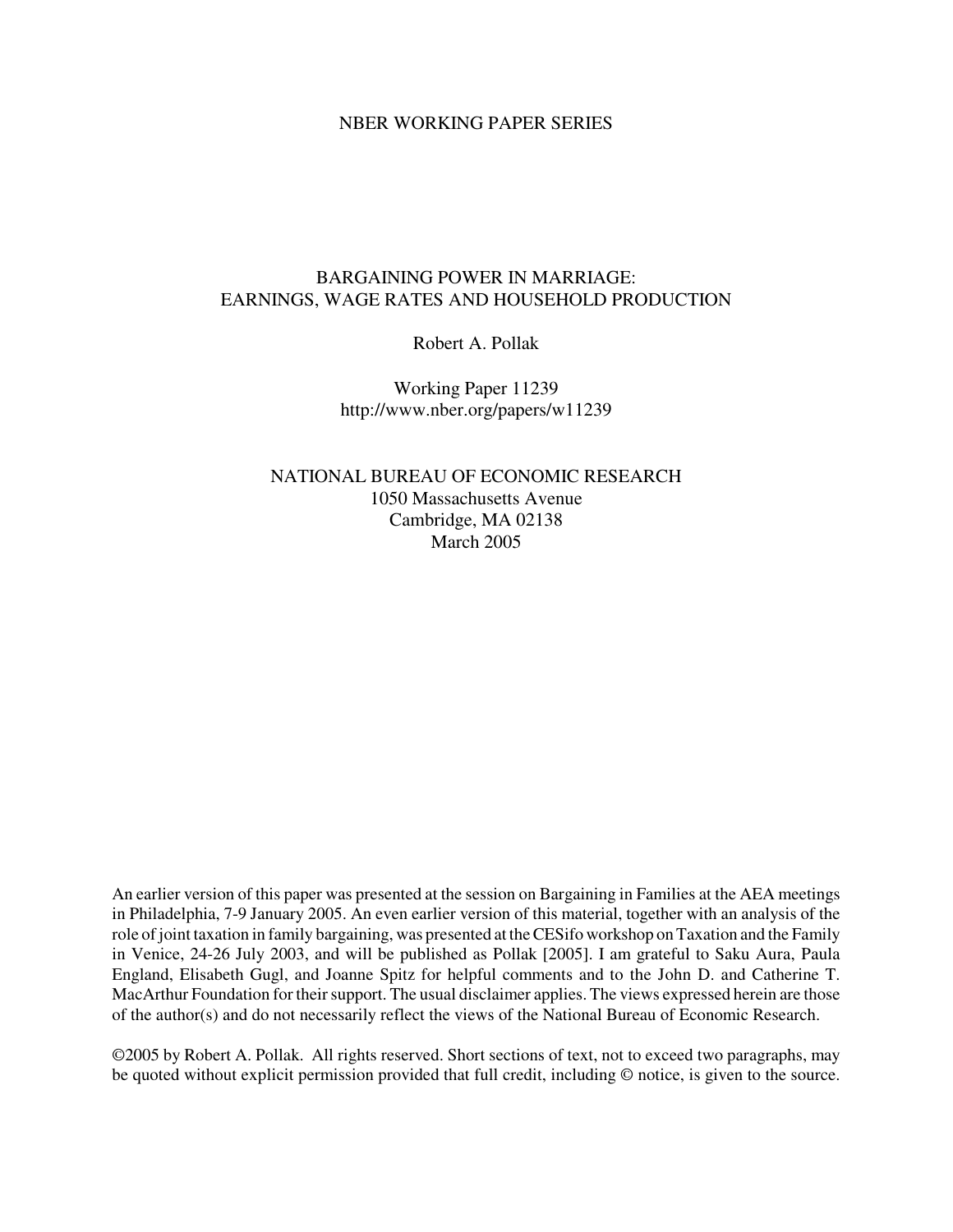NBER WORKING PAPER SERIES

# BARGAINING POWER IN MARRIAGE: EARNINGS, WAGE RATES AND HOUSEHOLD PRODUCTION

Robert A. Pollak

Working Paper 11239
http://www.nber.org/papers/w11239

NATIONAL BUREAU OF ECONOMIC RESEARCH
1050 Massachusetts Avenue
Cambridge, MA 02138
March 2005

An earlier version of this paper was presented at the session on Bargaining in Families at the AEA meetings in Philadelphia, 7-9 January 2005. An even earlier version of this material, together with an analysis of the role of joint taxation in family bargaining, was presented at the CESifo workshop on Taxation and the Family in Venice, 24-26 July 2003, and will be published as Pollak [2005]. I am grateful to Saku Aura, Paula England, Elisabeth Gugl, and Joanne Spitz for helpful comments and to the John D. and Catherine T. MacArthur Foundation for their support. The usual disclaimer applies. The views expressed herein are those of the author(s) and do not necessarily reflect the views of the National Bureau of Economic Research.

©2005 by Robert A. Pollak. All rights reserved. Short sections of text, not to exceed two paragraphs, may be quoted without explicit permission provided that full credit, including © notice, is given to the source.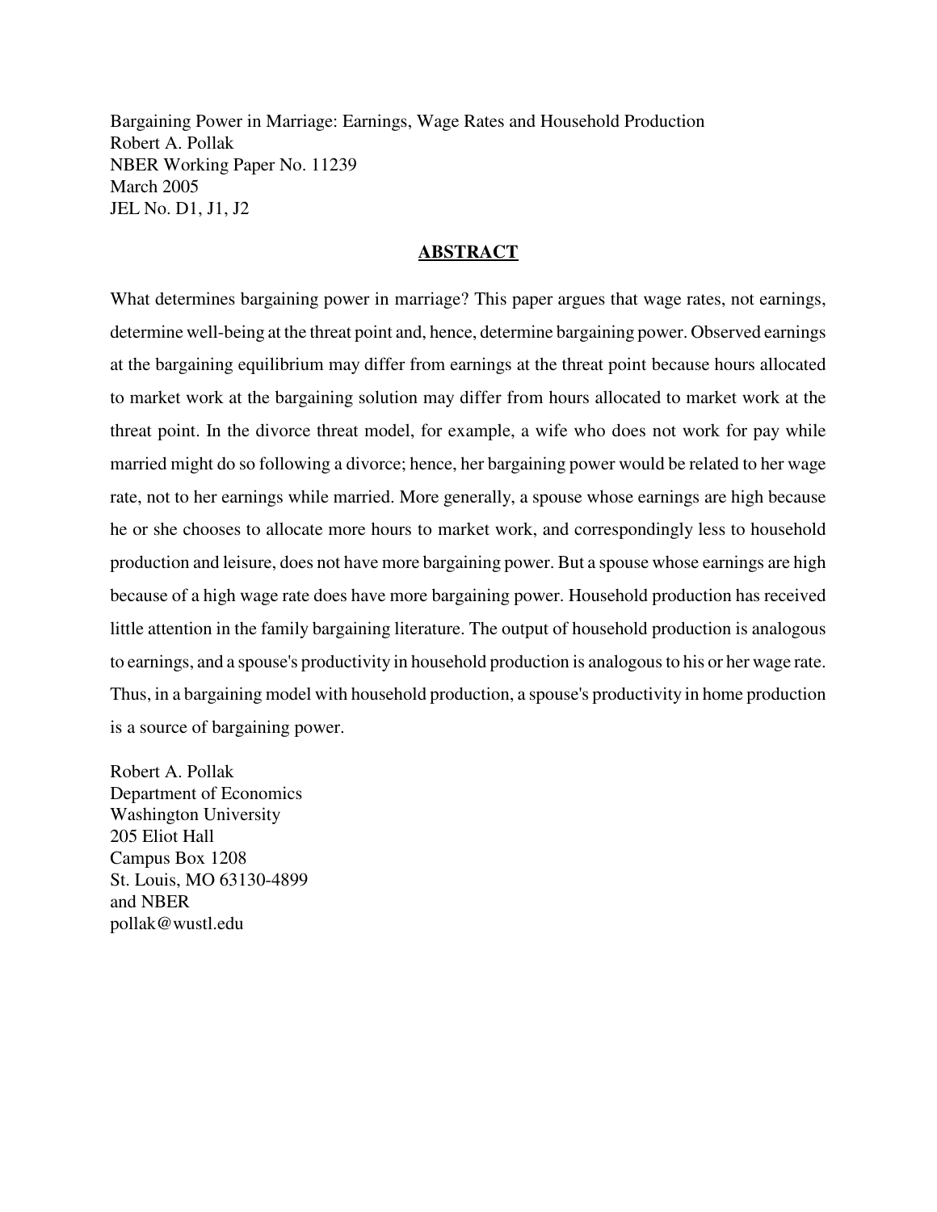Bargaining Power in Marriage: Earnings, Wage Rates and Household Production
Robert A. Pollak
NBER Working Paper No. 11239
March 2005
JEL No. D1, J1, J2

## ABSTRACT

What determines bargaining power in marriage? This paper argues that wage rates, not earnings, determine well-being at the threat point and, hence, determine bargaining power. Observed earnings at the bargaining equilibrium may differ from earnings at the threat point because hours allocated to market work at the bargaining solution may differ from hours allocated to market work at the threat point. In the divorce threat model, for example, a wife who does not work for pay while married might do so following a divorce; hence, her bargaining power would be related to her wage rate, not to her earnings while married. More generally, a spouse whose earnings are high because he or she chooses to allocate more hours to market work, and correspondingly less to household production and leisure, does not have more bargaining power. But a spouse whose earnings are high because of a high wage rate does have more bargaining power. Household production has received little attention in the family bargaining literature. The output of household production is analogous to earnings, and a spouse's productivity in household production is analogous to his or her wage rate. Thus, in a bargaining model with household production, a spouse's productivity in home production is a source of bargaining power.

Robert A. Pollak
Department of Economics
Washington University
205 Eliot Hall
Campus Box 1208
St. Louis, MO 63130-4899
and NBER
pollak@wustl.edu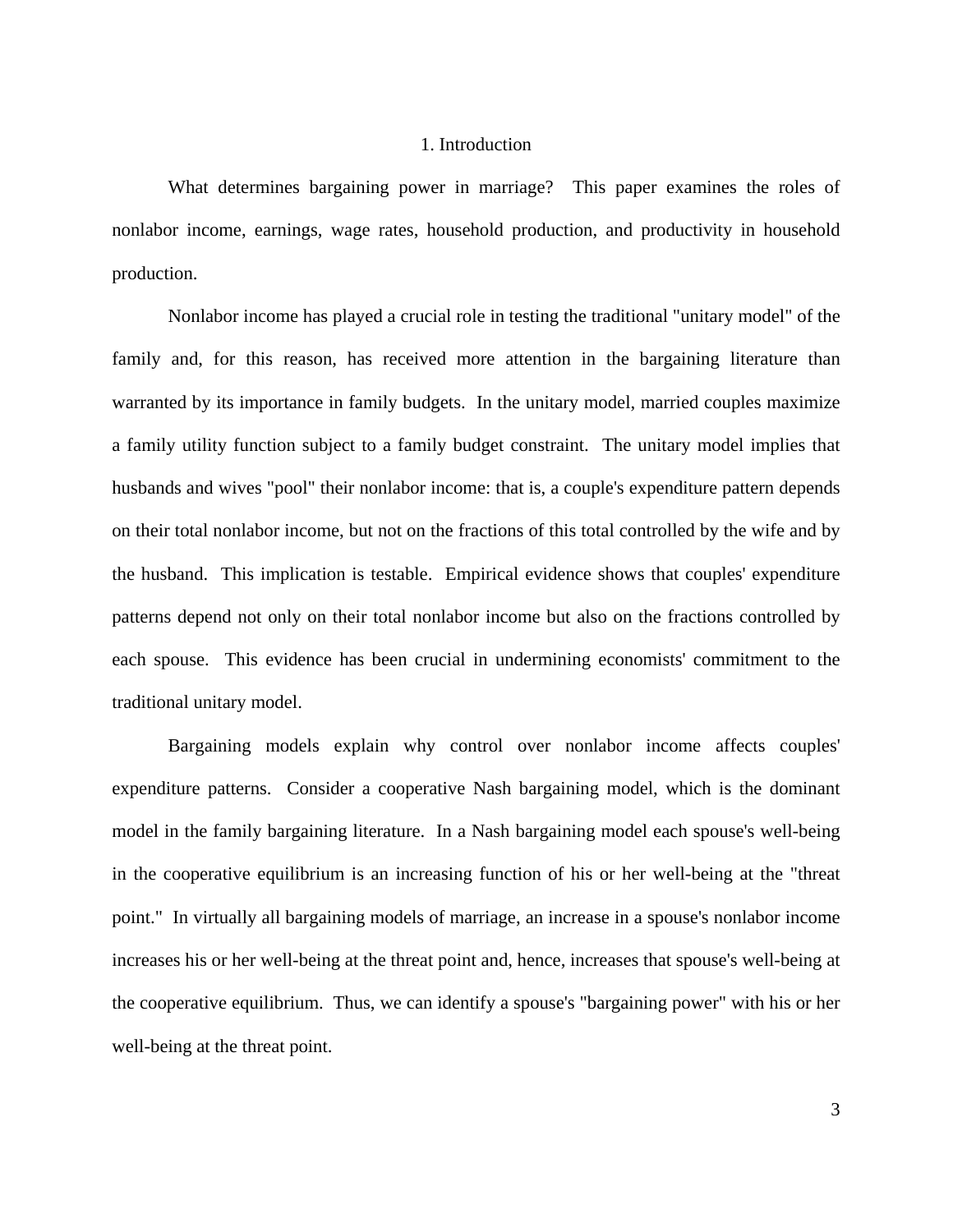# 1. Introduction

What determines bargaining power in marriage? This paper examines the roles of nonlabor income, earnings, wage rates, household production, and productivity in household production.

Nonlabor income has played a crucial role in testing the traditional "unitary model" of the family and, for this reason, has received more attention in the bargaining literature than warranted by its importance in family budgets. In the unitary model, married couples maximize a family utility function subject to a family budget constraint. The unitary model implies that husbands and wives "pool" their nonlabor income: that is, a couple's expenditure pattern depends on their total nonlabor income, but not on the fractions of this total controlled by the wife and by the husband. This implication is testable. Empirical evidence shows that couples' expenditure patterns depend not only on their total nonlabor income but also on the fractions controlled by each spouse. This evidence has been crucial in undermining economists' commitment to the traditional unitary model.

Bargaining models explain why control over nonlabor income affects couples' expenditure patterns. Consider a cooperative Nash bargaining model, which is the dominant model in the family bargaining literature. In a Nash bargaining model each spouse's well-being in the cooperative equilibrium is an increasing function of his or her well-being at the "threat point." In virtually all bargaining models of marriage, an increase in a spouse's nonlabor income increases his or her well-being at the threat point and, hence, increases that spouse's well-being at the cooperative equilibrium. Thus, we can identify a spouse's "bargaining power" with his or her well-being at the threat point.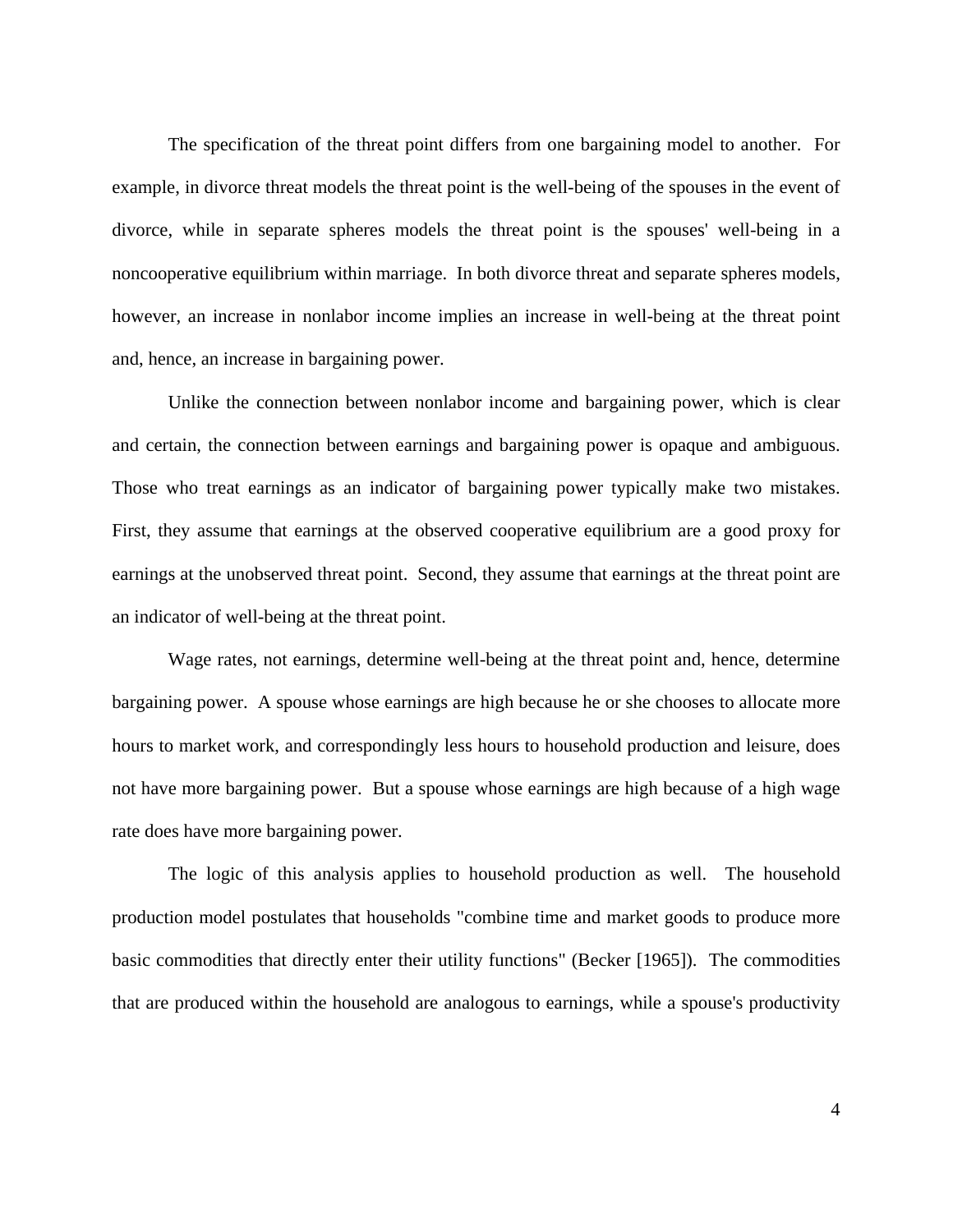The specification of the threat point differs from one bargaining model to another. For example, in divorce threat models the threat point is the well-being of the spouses in the event of divorce, while in separate spheres models the threat point is the spouses' well-being in a noncooperative equilibrium within marriage. In both divorce threat and separate spheres models, however, an increase in nonlabor income implies an increase in well-being at the threat point and, hence, an increase in bargaining power.

Unlike the connection between nonlabor income and bargaining power, which is clear and certain, the connection between earnings and bargaining power is opaque and ambiguous. Those who treat earnings as an indicator of bargaining power typically make two mistakes. First, they assume that earnings at the observed cooperative equilibrium are a good proxy for earnings at the unobserved threat point. Second, they assume that earnings at the threat point are an indicator of well-being at the threat point.

Wage rates, not earnings, determine well-being at the threat point and, hence, determine bargaining power. A spouse whose earnings are high because he or she chooses to allocate more hours to market work, and correspondingly less hours to household production and leisure, does not have more bargaining power. But a spouse whose earnings are high because of a high wage rate does have more bargaining power.

The logic of this analysis applies to household production as well. The household production model postulates that households "combine time and market goods to produce more basic commodities that directly enter their utility functions" (Becker [1965]). The commodities that are produced within the household are analogous to earnings, while a spouse's productivity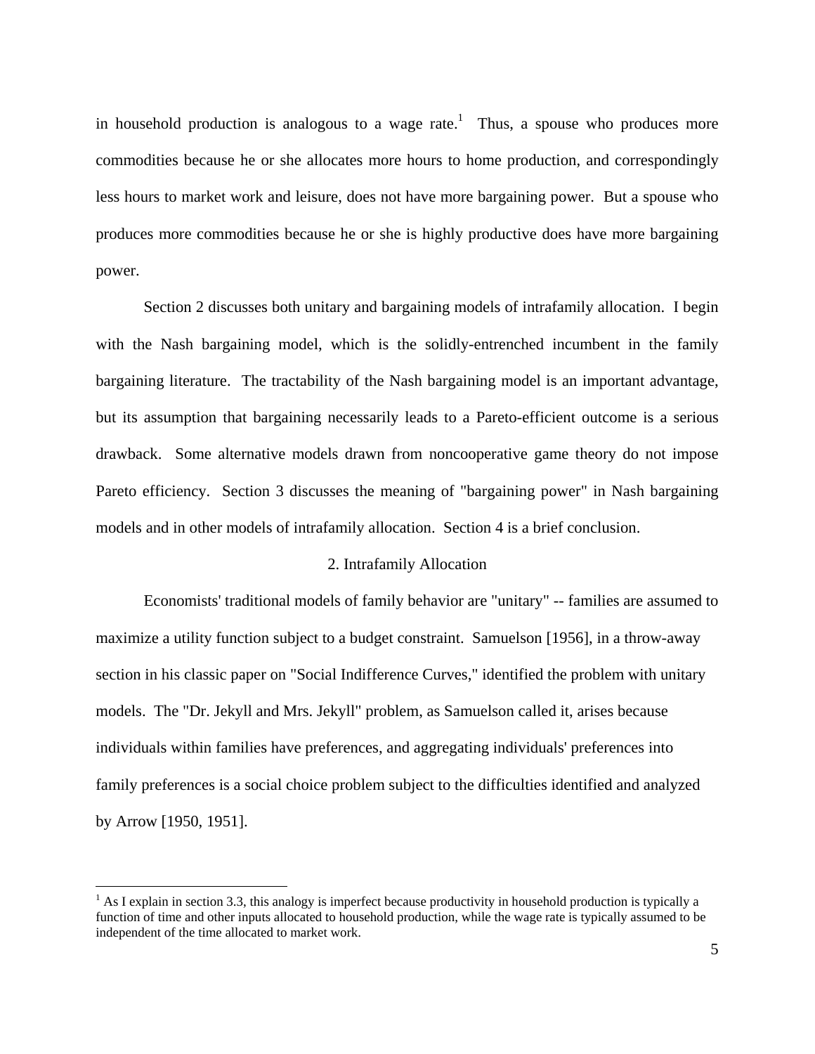in household production is analogous to a wage rate.[1] Thus, a spouse who produces more commodities because he or she allocates more hours to home production, and correspondingly less hours to market work and leisure, does not have more bargaining power. But a spouse who produces more commodities because he or she is highly productive does have more bargaining power.

Section 2 discusses both unitary and bargaining models of intrafamily allocation. I begin with the Nash bargaining model, which is the solidly-entrenched incumbent in the family bargaining literature. The tractability of the Nash bargaining model is an important advantage, but its assumption that bargaining necessarily leads to a Pareto-efficient outcome is a serious drawback. Some alternative models drawn from noncooperative game theory do not impose Pareto efficiency. Section 3 discusses the meaning of "bargaining power" in Nash bargaining models and in other models of intrafamily allocation. Section 4 is a brief conclusion.

## 2. Intrafamily Allocation

Economists' traditional models of family behavior are "unitary" -- families are assumed to maximize a utility function subject to a budget constraint. Samuelson [1956], in a throw-away section in his classic paper on "Social Indifference Curves," identified the problem with unitary models. The "Dr. Jekyll and Mrs. Jekyll" problem, as Samuelson called it, arises because individuals within families have preferences, and aggregating individuals' preferences into family preferences is a social choice problem subject to the difficulties identified and analyzed by Arrow [1950, 1951].

[1] As I explain in section 3.3, this analogy is imperfect because productivity in household production is typically a function of time and other inputs allocated to household production, while the wage rate is typically assumed to be independent of the time allocated to market work.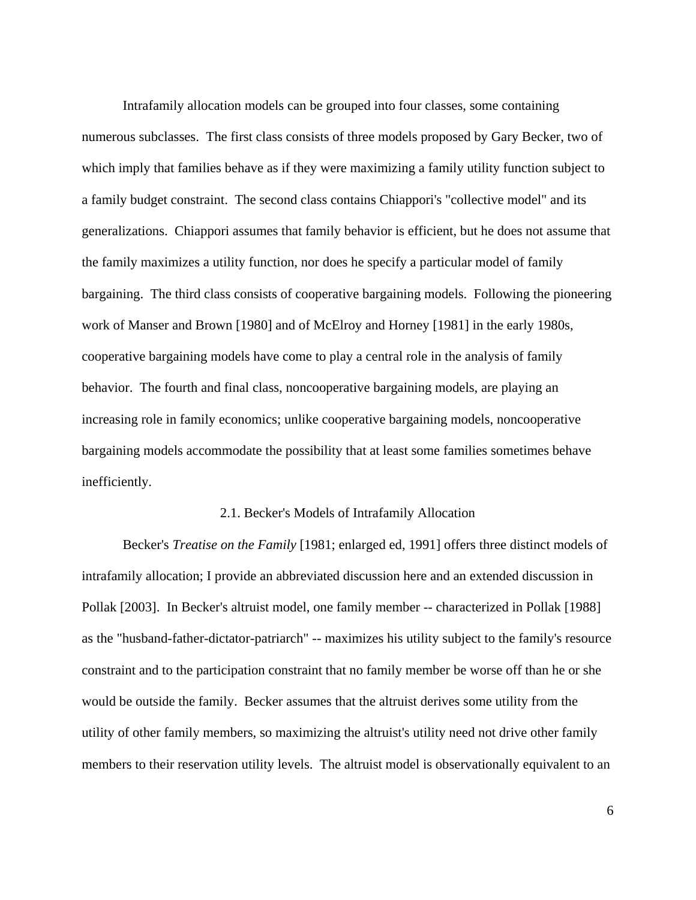Intrafamily allocation models can be grouped into four classes, some containing numerous subclasses. The first class consists of three models proposed by Gary Becker, two of which imply that families behave as if they were maximizing a family utility function subject to a family budget constraint. The second class contains Chiappori's "collective model" and its generalizations. Chiappori assumes that family behavior is efficient, but he does not assume that the family maximizes a utility function, nor does he specify a particular model of family bargaining. The third class consists of cooperative bargaining models. Following the pioneering work of Manser and Brown [1980] and of McElroy and Horney [1981] in the early 1980s, cooperative bargaining models have come to play a central role in the analysis of family behavior. The fourth and final class, noncooperative bargaining models, are playing an increasing role in family economics; unlike cooperative bargaining models, noncooperative bargaining models accommodate the possibility that at least some families sometimes behave inefficiently.

## 2.1. Becker's Models of Intrafamily Allocation

Becker's *Treatise on the Family* [1981; enlarged ed, 1991] offers three distinct models of intrafamily allocation; I provide an abbreviated discussion here and an extended discussion in Pollak [2003]. In Becker's altruist model, one family member -- characterized in Pollak [1988] as the "husband-father-dictator-patriarch" -- maximizes his utility subject to the family's resource constraint and to the participation constraint that no family member be worse off than he or she would be outside the family. Becker assumes that the altruist derives some utility from the utility of other family members, so maximizing the altruist's utility need not drive other family members to their reservation utility levels. The altruist model is observationally equivalent to an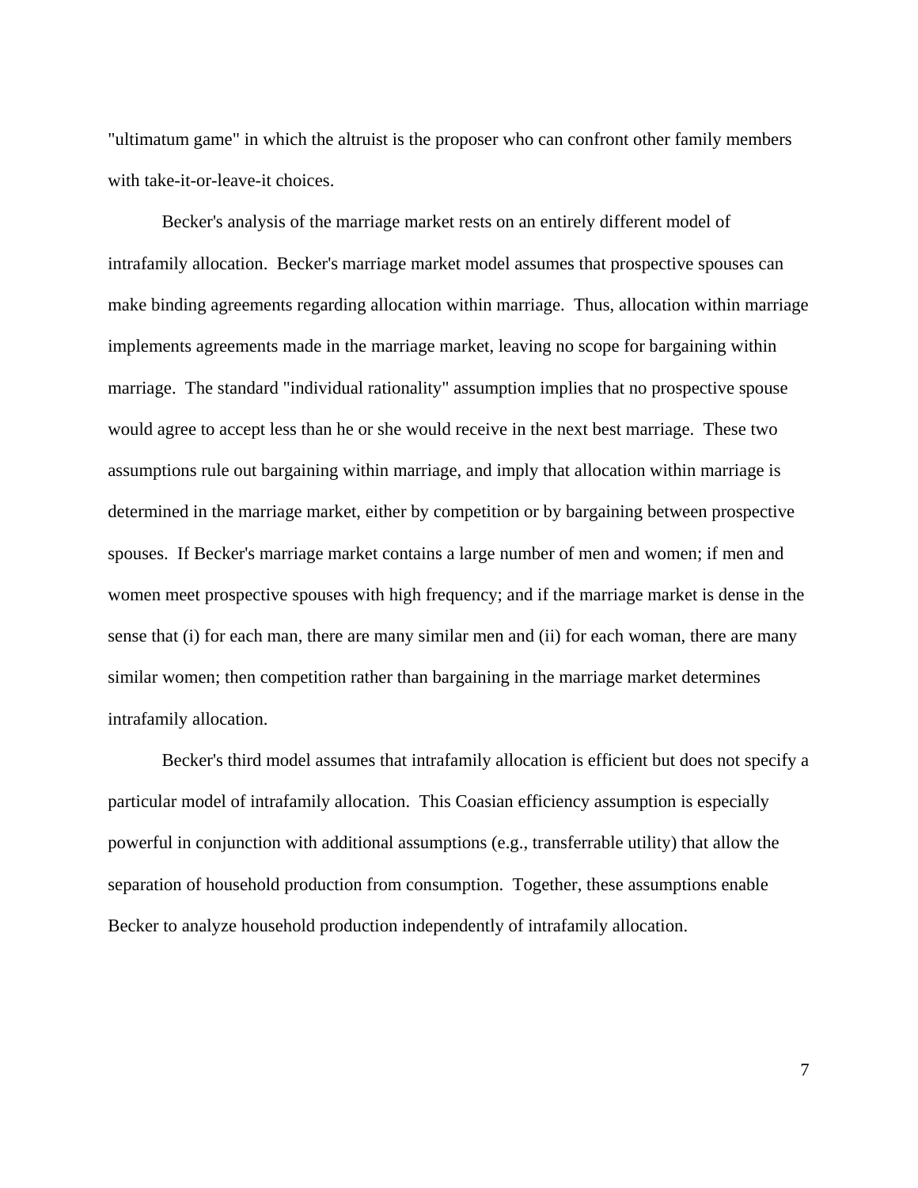"ultimatum game" in which the altruist is the proposer who can confront other family members with take-it-or-leave-it choices.

Becker's analysis of the marriage market rests on an entirely different model of intrafamily allocation. Becker's marriage market model assumes that prospective spouses can make binding agreements regarding allocation within marriage. Thus, allocation within marriage implements agreements made in the marriage market, leaving no scope for bargaining within marriage. The standard "individual rationality" assumption implies that no prospective spouse would agree to accept less than he or she would receive in the next best marriage. These two assumptions rule out bargaining within marriage, and imply that allocation within marriage is determined in the marriage market, either by competition or by bargaining between prospective spouses. If Becker's marriage market contains a large number of men and women; if men and women meet prospective spouses with high frequency; and if the marriage market is dense in the sense that (i) for each man, there are many similar men and (ii) for each woman, there are many similar women; then competition rather than bargaining in the marriage market determines intrafamily allocation.

Becker's third model assumes that intrafamily allocation is efficient but does not specify a particular model of intrafamily allocation. This Coasian efficiency assumption is especially powerful in conjunction with additional assumptions (e.g., transferrable utility) that allow the separation of household production from consumption. Together, these assumptions enable Becker to analyze household production independently of intrafamily allocation.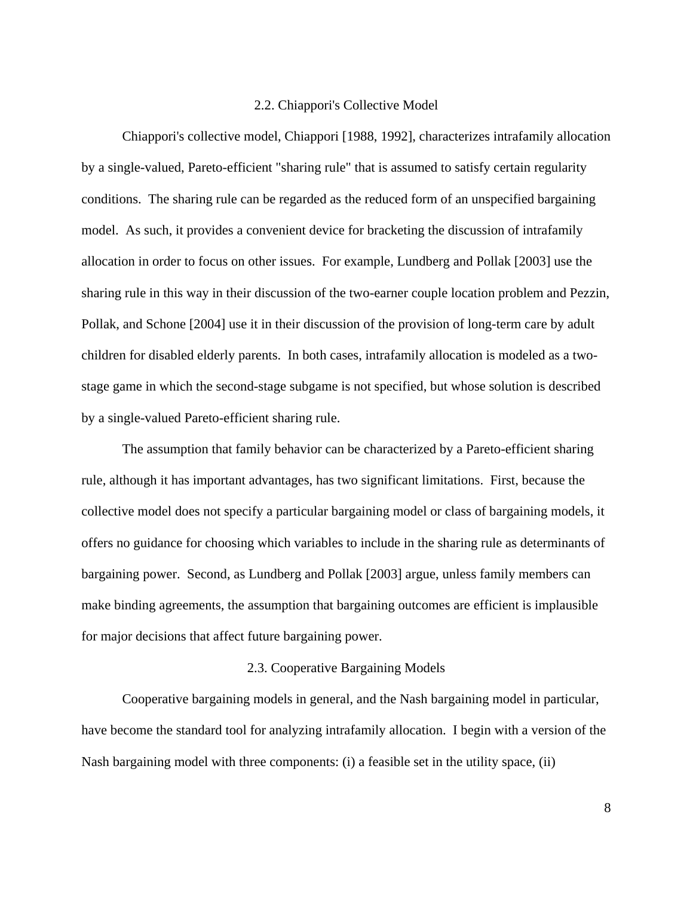### 2.2. Chiappori's Collective Model

Chiappori's collective model, Chiappori [1988, 1992], characterizes intrafamily allocation by a single-valued, Pareto-efficient "sharing rule" that is assumed to satisfy certain regularity conditions. The sharing rule can be regarded as the reduced form of an unspecified bargaining model. As such, it provides a convenient device for bracketing the discussion of intrafamily allocation in order to focus on other issues. For example, Lundberg and Pollak [2003] use the sharing rule in this way in their discussion of the two-earner couple location problem and Pezzin, Pollak, and Schone [2004] use it in their discussion of the provision of long-term care by adult children for disabled elderly parents. In both cases, intrafamily allocation is modeled as a two-stage game in which the second-stage subgame is not specified, but whose solution is described by a single-valued Pareto-efficient sharing rule.

The assumption that family behavior can be characterized by a Pareto-efficient sharing rule, although it has important advantages, has two significant limitations. First, because the collective model does not specify a particular bargaining model or class of bargaining models, it offers no guidance for choosing which variables to include in the sharing rule as determinants of bargaining power. Second, as Lundberg and Pollak [2003] argue, unless family members can make binding agreements, the assumption that bargaining outcomes are efficient is implausible for major decisions that affect future bargaining power.

### 2.3. Cooperative Bargaining Models

Cooperative bargaining models in general, and the Nash bargaining model in particular, have become the standard tool for analyzing intrafamily allocation. I begin with a version of the Nash bargaining model with three components: (i) a feasible set in the utility space, (ii)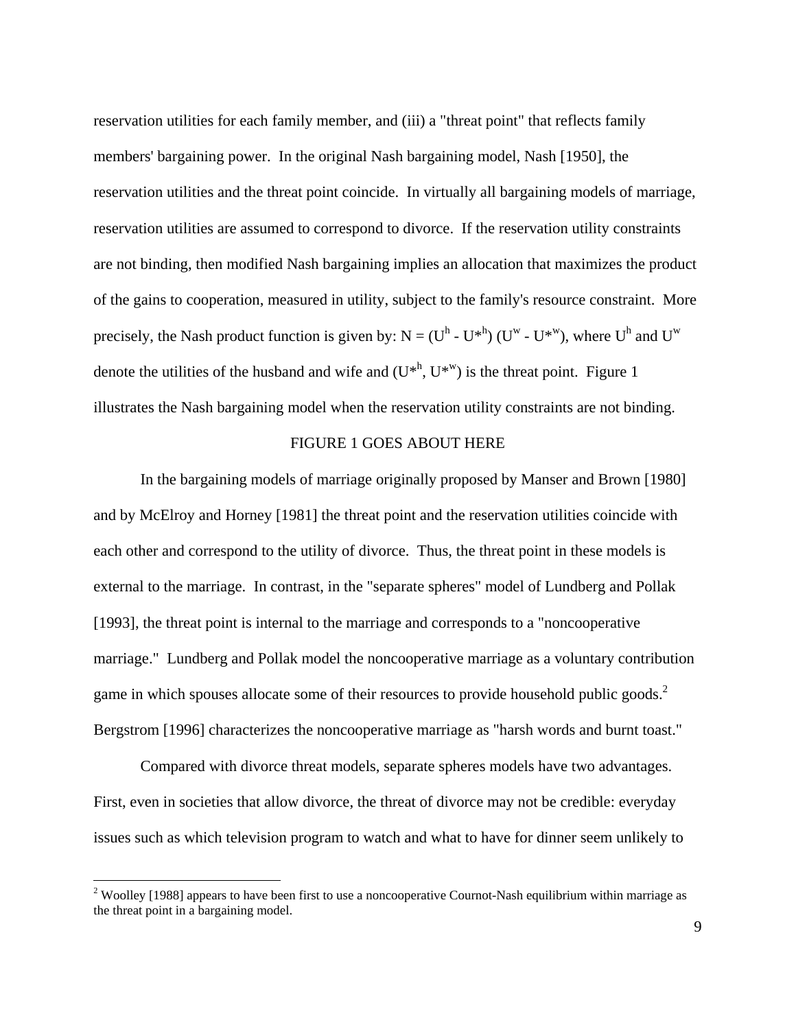reservation utilities for each family member, and (iii) a "threat point" that reflects family members' bargaining power. In the original Nash bargaining model, Nash [1950], the reservation utilities and the threat point coincide. In virtually all bargaining models of marriage, reservation utilities are assumed to correspond to divorce. If the reservation utility constraints are not binding, then modified Nash bargaining implies an allocation that maximizes the product of the gains to cooperation, measured in utility, subject to the family's resource constraint. More precisely, the Nash product function is given by: $N = (U^h - U^{*h})(U^w - U^{*w})$, where $U^h$ and $U^w$ denote the utilities of the husband and wife and $(U^{*h}, U^{*w})$ is the threat point. Figure 1 illustrates the Nash bargaining model when the reservation utility constraints are not binding.

FIGURE 1 GOES ABOUT HERE

In the bargaining models of marriage originally proposed by Manser and Brown [1980] and by McElroy and Horney [1981] the threat point and the reservation utilities coincide with each other and correspond to the utility of divorce. Thus, the threat point in these models is external to the marriage. In contrast, in the "separate spheres" model of Lundberg and Pollak [1993], the threat point is internal to the marriage and corresponds to a "noncooperative marriage." Lundberg and Pollak model the noncooperative marriage as a voluntary contribution game in which spouses allocate some of their resources to provide household public goods.[2] Bergstrom [1996] characterizes the noncooperative marriage as "harsh words and burnt toast."

Compared with divorce threat models, separate spheres models have two advantages. First, even in societies that allow divorce, the threat of divorce may not be credible: everyday issues such as which television program to watch and what to have for dinner seem unlikely to

[2] Woolley [1988] appears to have been first to use a noncooperative Cournot-Nash equilibrium within marriage as the threat point in a bargaining model.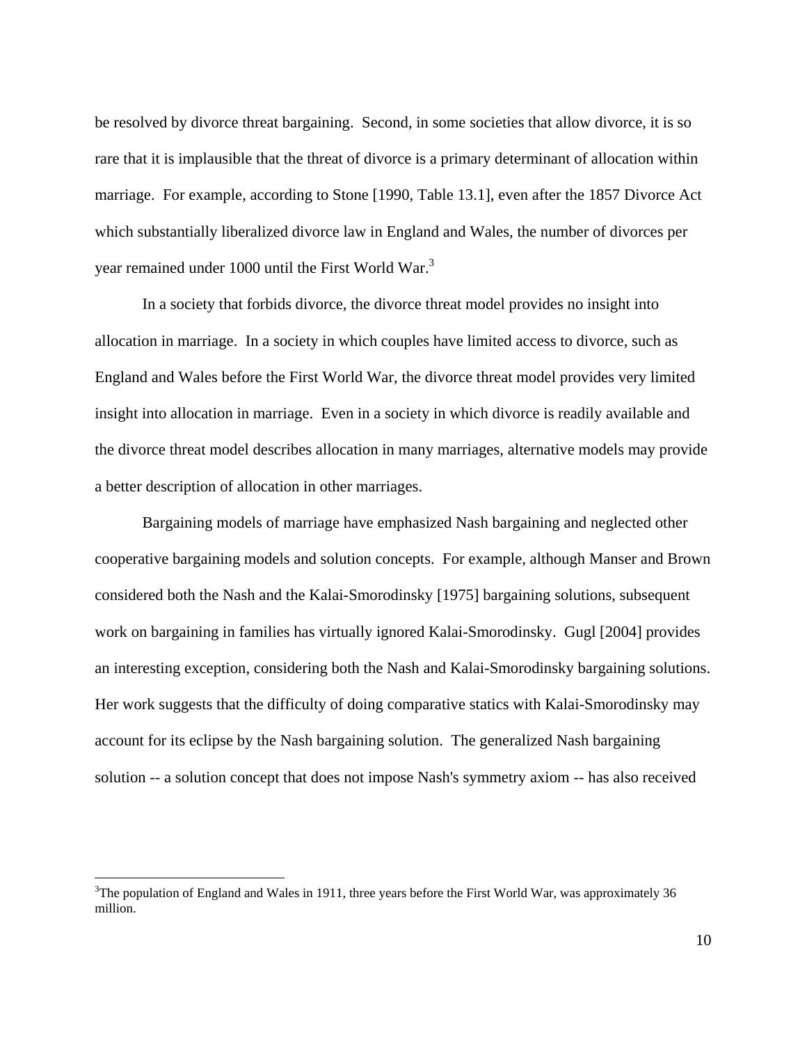be resolved by divorce threat bargaining. Second, in some societies that allow divorce, it is so rare that it is implausible that the threat of divorce is a primary determinant of allocation within marriage. For example, according to Stone [1990, Table 13.1], even after the 1857 Divorce Act which substantially liberalized divorce law in England and Wales, the number of divorces per year remained under 1000 until the First World War.[3]

In a society that forbids divorce, the divorce threat model provides no insight into allocation in marriage. In a society in which couples have limited access to divorce, such as England and Wales before the First World War, the divorce threat model provides very limited insight into allocation in marriage. Even in a society in which divorce is readily available and the divorce threat model describes allocation in many marriages, alternative models may provide a better description of allocation in other marriages.

Bargaining models of marriage have emphasized Nash bargaining and neglected other cooperative bargaining models and solution concepts. For example, although Manser and Brown considered both the Nash and the Kalai-Smorodinsky [1975] bargaining solutions, subsequent work on bargaining in families has virtually ignored Kalai-Smorodinsky. Gugl [2004] provides an interesting exception, considering both the Nash and Kalai-Smorodinsky bargaining solutions. Her work suggests that the difficulty of doing comparative statics with Kalai-Smorodinsky may account for its eclipse by the Nash bargaining solution. The generalized Nash bargaining solution -- a solution concept that does not impose Nash's symmetry axiom -- has also received

[3]The population of England and Wales in 1911, three years before the First World War, was approximately 36 million.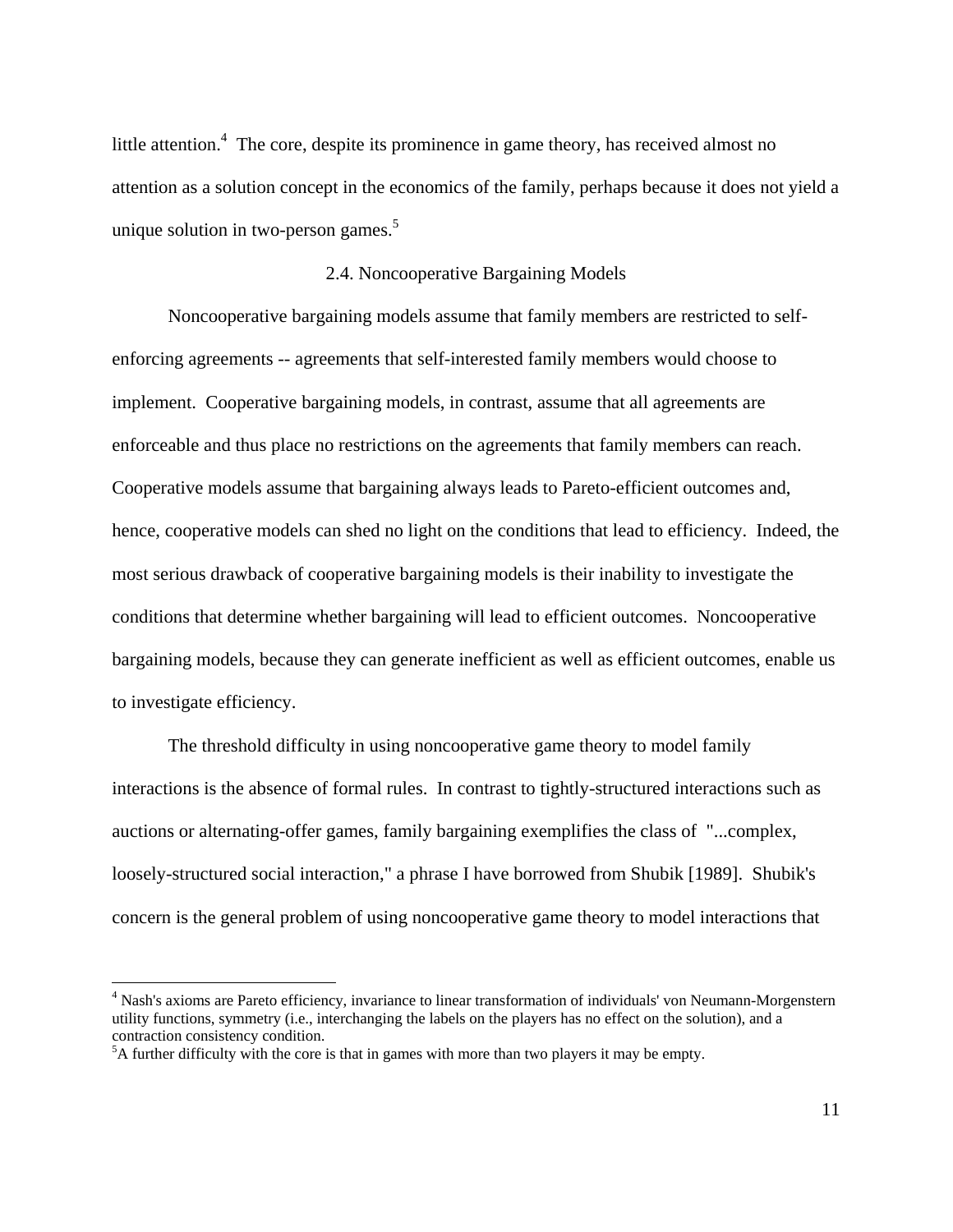little attention.[4] The core, despite its prominence in game theory, has received almost no attention as a solution concept in the economics of the family, perhaps because it does not yield a unique solution in two-person games.[5]

### 2.4. Noncooperative Bargaining Models

Noncooperative bargaining models assume that family members are restricted to self-enforcing agreements -- agreements that self-interested family members would choose to implement. Cooperative bargaining models, in contrast, assume that all agreements are enforceable and thus place no restrictions on the agreements that family members can reach. Cooperative models assume that bargaining always leads to Pareto-efficient outcomes and, hence, cooperative models can shed no light on the conditions that lead to efficiency. Indeed, the most serious drawback of cooperative bargaining models is their inability to investigate the conditions that determine whether bargaining will lead to efficient outcomes. Noncooperative bargaining models, because they can generate inefficient as well as efficient outcomes, enable us to investigate efficiency.

The threshold difficulty in using noncooperative game theory to model family interactions is the absence of formal rules. In contrast to tightly-structured interactions such as auctions or alternating-offer games, family bargaining exemplifies the class of "...complex, loosely-structured social interaction," a phrase I have borrowed from Shubik [1989]. Shubik's concern is the general problem of using noncooperative game theory to model interactions that

---

[4] Nash's axioms are Pareto efficiency, invariance to linear transformation of individuals' von Neumann-Morgenstern utility functions, symmetry (i.e., interchanging the labels on the players has no effect on the solution), and a contraction consistency condition.

[5] A further difficulty with the core is that in games with more than two players it may be empty.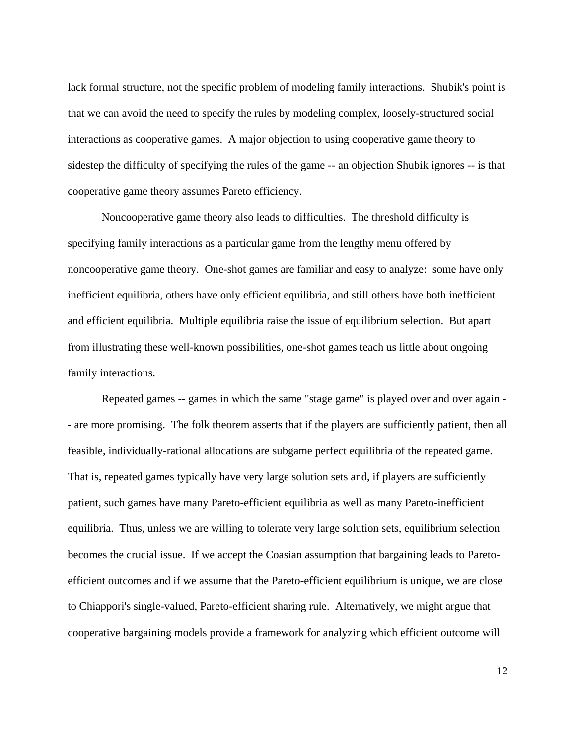lack formal structure, not the specific problem of modeling family interactions. Shubik's point is that we can avoid the need to specify the rules by modeling complex, loosely-structured social interactions as cooperative games. A major objection to using cooperative game theory to sidestep the difficulty of specifying the rules of the game -- an objection Shubik ignores -- is that cooperative game theory assumes Pareto efficiency.

Noncooperative game theory also leads to difficulties. The threshold difficulty is specifying family interactions as a particular game from the lengthy menu offered by noncooperative game theory. One-shot games are familiar and easy to analyze: some have only inefficient equilibria, others have only efficient equilibria, and still others have both inefficient and efficient equilibria. Multiple equilibria raise the issue of equilibrium selection. But apart from illustrating these well-known possibilities, one-shot games teach us little about ongoing family interactions.

Repeated games -- games in which the same "stage game" is played over and over again -- are more promising. The folk theorem asserts that if the players are sufficiently patient, then all feasible, individually-rational allocations are subgame perfect equilibria of the repeated game. That is, repeated games typically have very large solution sets and, if players are sufficiently patient, such games have many Pareto-efficient equilibria as well as many Pareto-inefficient equilibria. Thus, unless we are willing to tolerate very large solution sets, equilibrium selection becomes the crucial issue. If we accept the Coasian assumption that bargaining leads to Pareto-efficient outcomes and if we assume that the Pareto-efficient equilibrium is unique, we are close to Chiappori's single-valued, Pareto-efficient sharing rule. Alternatively, we might argue that cooperative bargaining models provide a framework for analyzing which efficient outcome will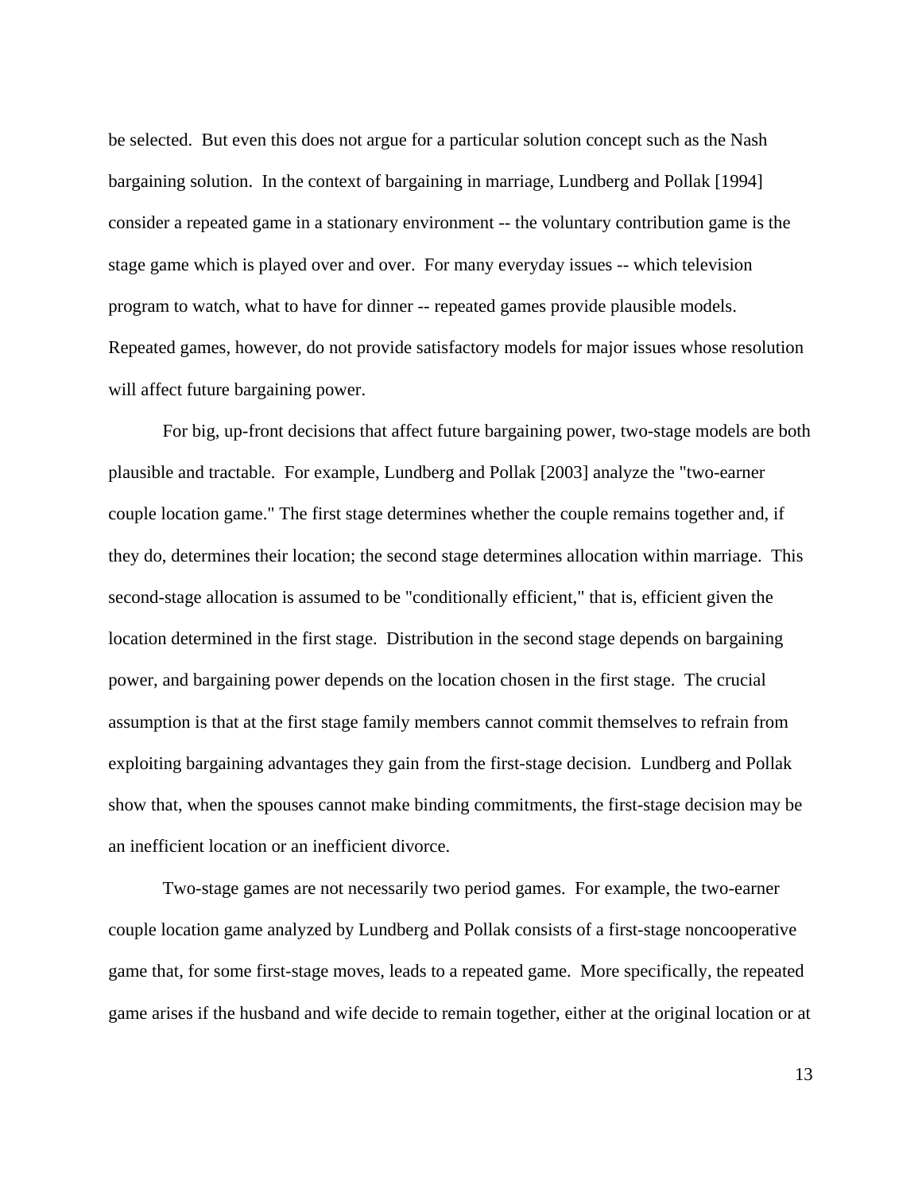be selected. But even this does not argue for a particular solution concept such as the Nash bargaining solution. In the context of bargaining in marriage, Lundberg and Pollak [1994] consider a repeated game in a stationary environment -- the voluntary contribution game is the stage game which is played over and over. For many everyday issues -- which television program to watch, what to have for dinner -- repeated games provide plausible models. Repeated games, however, do not provide satisfactory models for major issues whose resolution will affect future bargaining power.

For big, up-front decisions that affect future bargaining power, two-stage models are both plausible and tractable. For example, Lundberg and Pollak [2003] analyze the "two-earner couple location game." The first stage determines whether the couple remains together and, if they do, determines their location; the second stage determines allocation within marriage. This second-stage allocation is assumed to be "conditionally efficient," that is, efficient given the location determined in the first stage. Distribution in the second stage depends on bargaining power, and bargaining power depends on the location chosen in the first stage. The crucial assumption is that at the first stage family members cannot commit themselves to refrain from exploiting bargaining advantages they gain from the first-stage decision. Lundberg and Pollak show that, when the spouses cannot make binding commitments, the first-stage decision may be an inefficient location or an inefficient divorce.

Two-stage games are not necessarily two period games. For example, the two-earner couple location game analyzed by Lundberg and Pollak consists of a first-stage noncooperative game that, for some first-stage moves, leads to a repeated game. More specifically, the repeated game arises if the husband and wife decide to remain together, either at the original location or at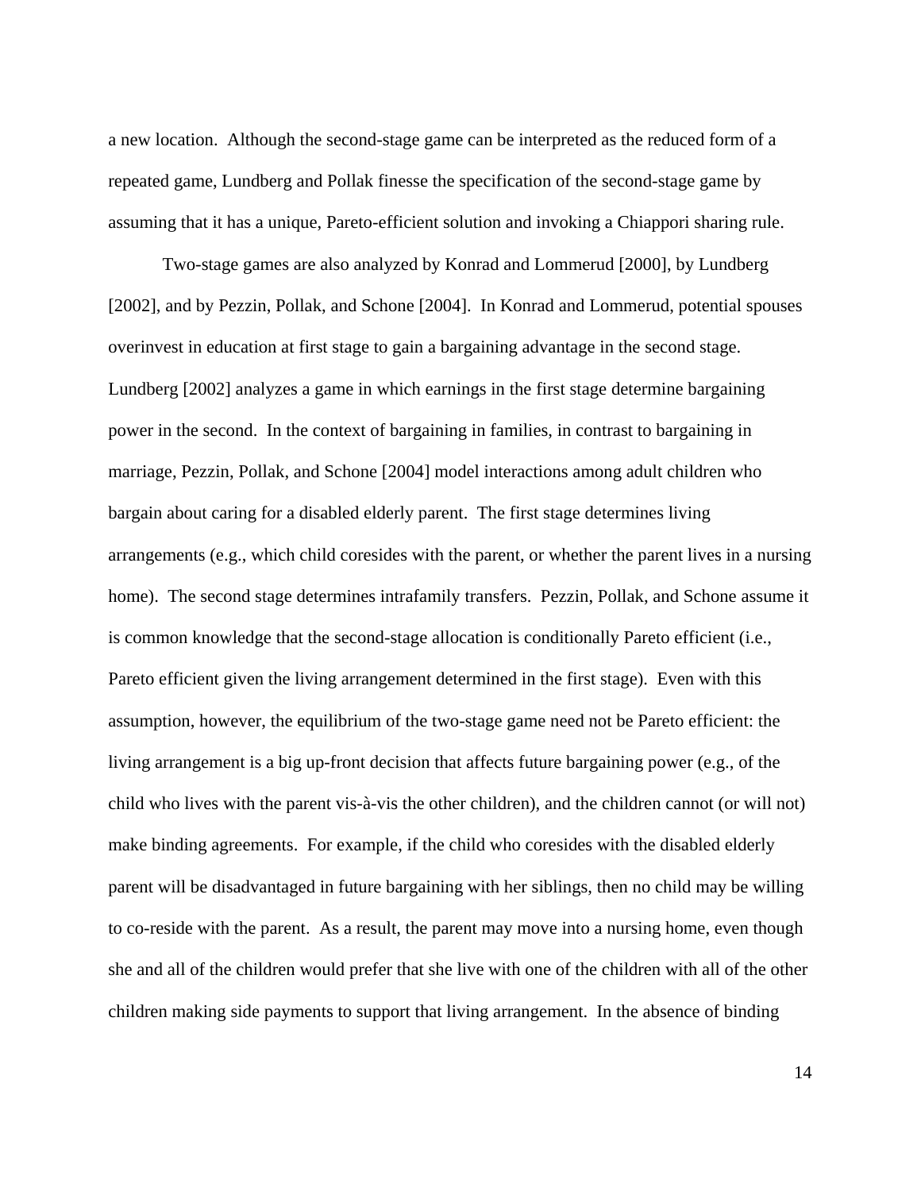a new location. Although the second-stage game can be interpreted as the reduced form of a repeated game, Lundberg and Pollak finesse the specification of the second-stage game by assuming that it has a unique, Pareto-efficient solution and invoking a Chiappori sharing rule.

Two-stage games are also analyzed by Konrad and Lommerud [2000], by Lundberg [2002], and by Pezzin, Pollak, and Schone [2004]. In Konrad and Lommerud, potential spouses overinvest in education at first stage to gain a bargaining advantage in the second stage. Lundberg [2002] analyzes a game in which earnings in the first stage determine bargaining power in the second. In the context of bargaining in families, in contrast to bargaining in marriage, Pezzin, Pollak, and Schone [2004] model interactions among adult children who bargain about caring for a disabled elderly parent. The first stage determines living arrangements (e.g., which child coresides with the parent, or whether the parent lives in a nursing home). The second stage determines intrafamily transfers. Pezzin, Pollak, and Schone assume it is common knowledge that the second-stage allocation is conditionally Pareto efficient (i.e., Pareto efficient given the living arrangement determined in the first stage). Even with this assumption, however, the equilibrium of the two-stage game need not be Pareto efficient: the living arrangement is a big up-front decision that affects future bargaining power (e.g., of the child who lives with the parent vis-à-vis the other children), and the children cannot (or will not) make binding agreements. For example, if the child who coresides with the disabled elderly parent will be disadvantaged in future bargaining with her siblings, then no child may be willing to co-reside with the parent. As a result, the parent may move into a nursing home, even though she and all of the children would prefer that she live with one of the children with all of the other children making side payments to support that living arrangement. In the absence of binding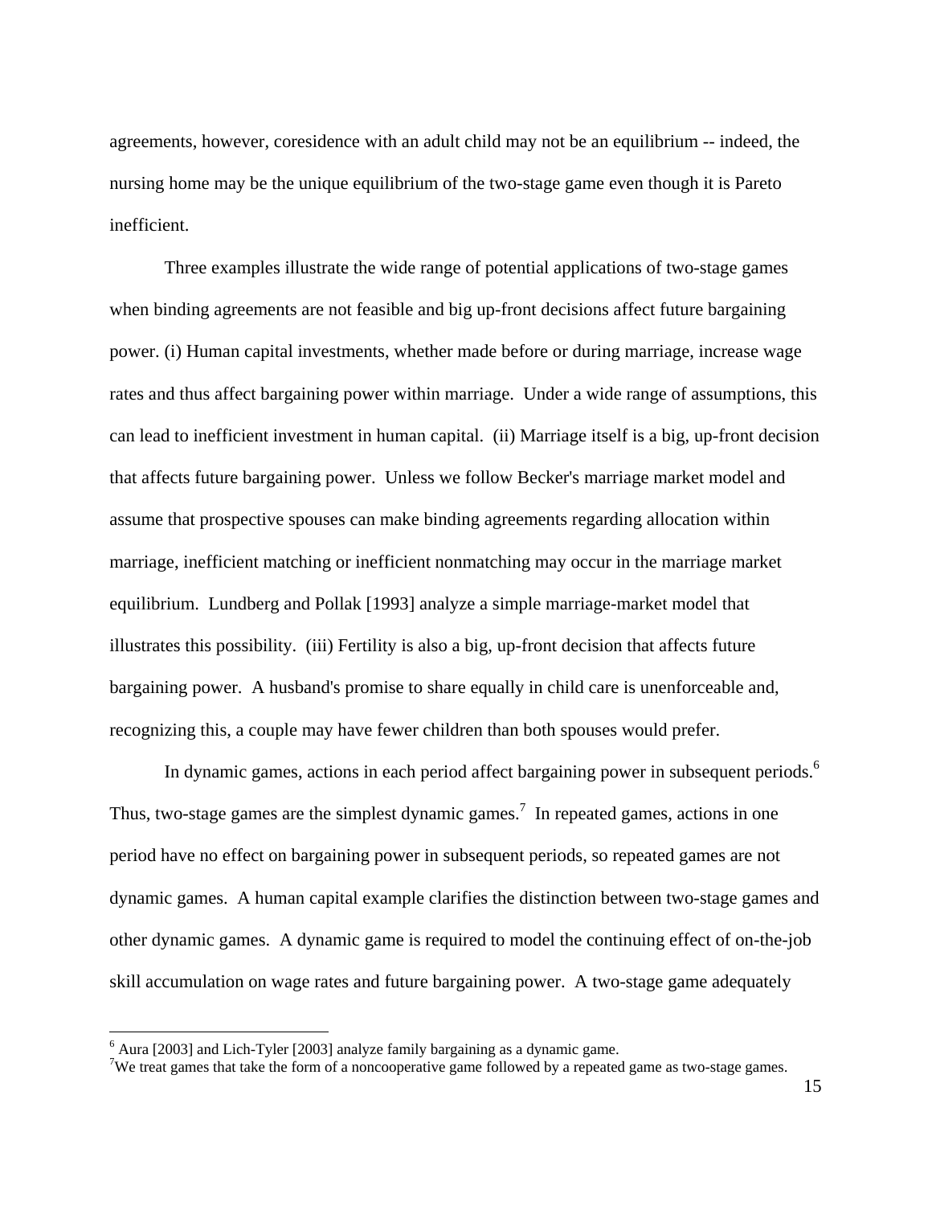agreements, however, coresidence with an adult child may not be an equilibrium -- indeed, the nursing home may be the unique equilibrium of the two-stage game even though it is Pareto inefficient.

Three examples illustrate the wide range of potential applications of two-stage games when binding agreements are not feasible and big up-front decisions affect future bargaining power. (i) Human capital investments, whether made before or during marriage, increase wage rates and thus affect bargaining power within marriage. Under a wide range of assumptions, this can lead to inefficient investment in human capital. (ii) Marriage itself is a big, up-front decision that affects future bargaining power. Unless we follow Becker's marriage market model and assume that prospective spouses can make binding agreements regarding allocation within marriage, inefficient matching or inefficient nonmatching may occur in the marriage market equilibrium. Lundberg and Pollak [1993] analyze a simple marriage-market model that illustrates this possibility. (iii) Fertility is also a big, up-front decision that affects future bargaining power. A husband's promise to share equally in child care is unenforceable and, recognizing this, a couple may have fewer children than both spouses would prefer.

In dynamic games, actions in each period affect bargaining power in subsequent periods.[6] Thus, two-stage games are the simplest dynamic games.[7] In repeated games, actions in one period have no effect on bargaining power in subsequent periods, so repeated games are not dynamic games. A human capital example clarifies the distinction between two-stage games and other dynamic games. A dynamic game is required to model the continuing effect of on-the-job skill accumulation on wage rates and future bargaining power. A two-stage game adequately

[6] Aura [2003] and Lich-Tyler [2003] analyze family bargaining as a dynamic game.

[7] We treat games that take the form of a noncooperative game followed by a repeated game as two-stage games.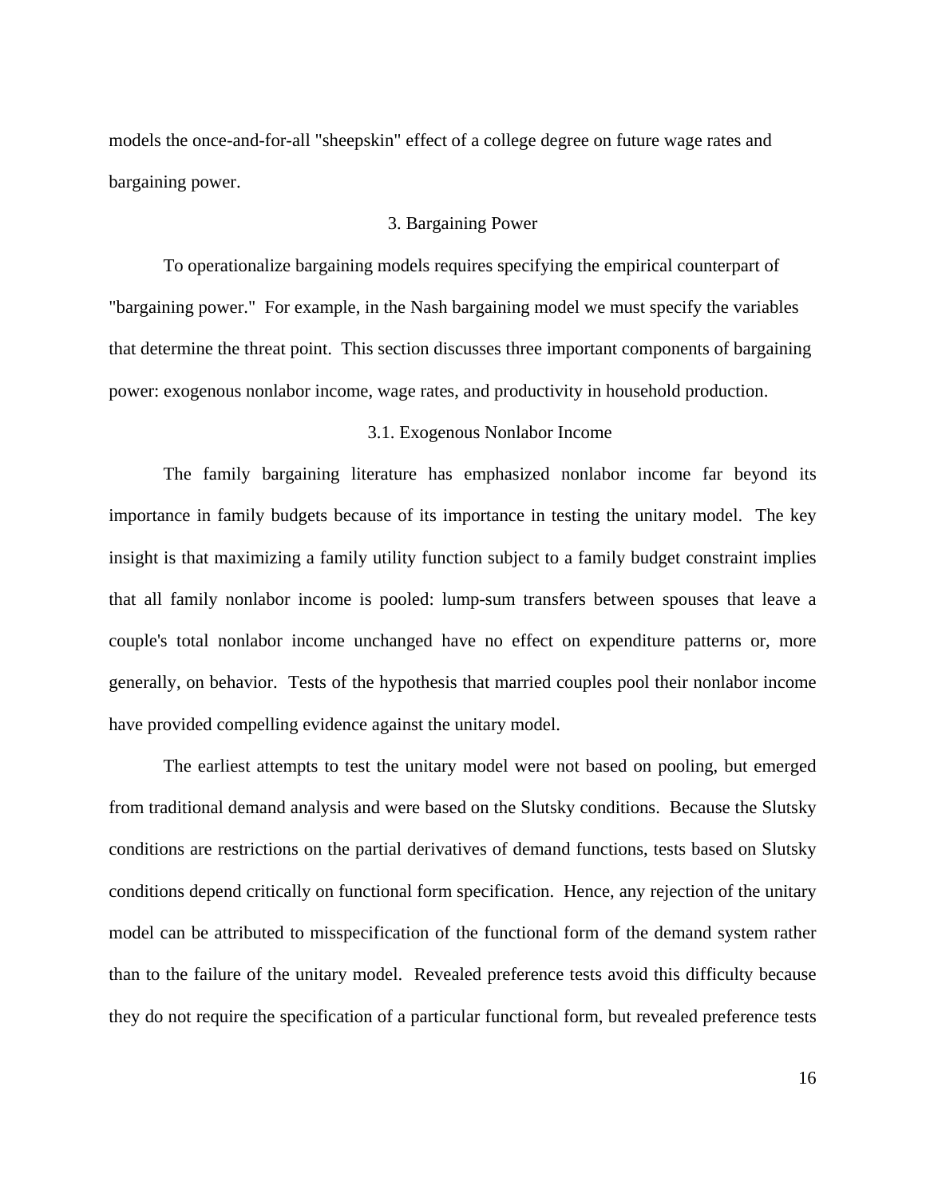models the once-and-for-all "sheepskin" effect of a college degree on future wage rates and bargaining power.

## 3. Bargaining Power

To operationalize bargaining models requires specifying the empirical counterpart of "bargaining power." For example, in the Nash bargaining model we must specify the variables that determine the threat point. This section discusses three important components of bargaining power: exogenous nonlabor income, wage rates, and productivity in household production.

### 3.1. Exogenous Nonlabor Income

The family bargaining literature has emphasized nonlabor income far beyond its importance in family budgets because of its importance in testing the unitary model. The key insight is that maximizing a family utility function subject to a family budget constraint implies that all family nonlabor income is pooled: lump-sum transfers between spouses that leave a couple's total nonlabor income unchanged have no effect on expenditure patterns or, more generally, on behavior. Tests of the hypothesis that married couples pool their nonlabor income have provided compelling evidence against the unitary model.

The earliest attempts to test the unitary model were not based on pooling, but emerged from traditional demand analysis and were based on the Slutsky conditions. Because the Slutsky conditions are restrictions on the partial derivatives of demand functions, tests based on Slutsky conditions depend critically on functional form specification. Hence, any rejection of the unitary model can be attributed to misspecification of the functional form of the demand system rather than to the failure of the unitary model. Revealed preference tests avoid this difficulty because they do not require the specification of a particular functional form, but revealed preference tests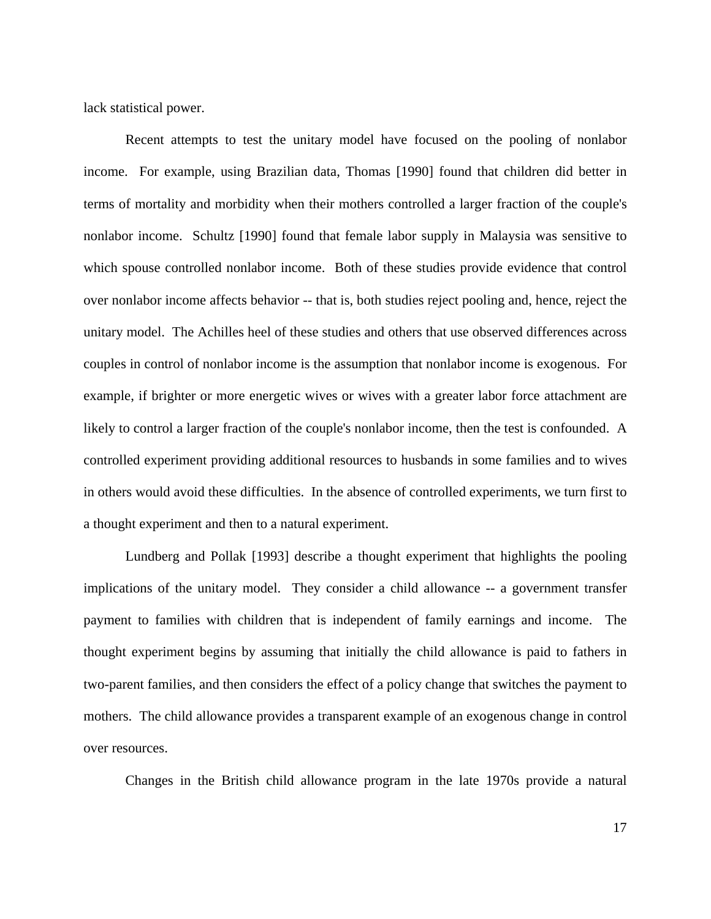lack statistical power.

Recent attempts to test the unitary model have focused on the pooling of nonlabor income. For example, using Brazilian data, Thomas [1990] found that children did better in terms of mortality and morbidity when their mothers controlled a larger fraction of the couple's nonlabor income. Schultz [1990] found that female labor supply in Malaysia was sensitive to which spouse controlled nonlabor income. Both of these studies provide evidence that control over nonlabor income affects behavior -- that is, both studies reject pooling and, hence, reject the unitary model. The Achilles heel of these studies and others that use observed differences across couples in control of nonlabor income is the assumption that nonlabor income is exogenous. For example, if brighter or more energetic wives or wives with a greater labor force attachment are likely to control a larger fraction of the couple's nonlabor income, then the test is confounded. A controlled experiment providing additional resources to husbands in some families and to wives in others would avoid these difficulties. In the absence of controlled experiments, we turn first to a thought experiment and then to a natural experiment.

Lundberg and Pollak [1993] describe a thought experiment that highlights the pooling implications of the unitary model. They consider a child allowance -- a government transfer payment to families with children that is independent of family earnings and income. The thought experiment begins by assuming that initially the child allowance is paid to fathers in two-parent families, and then considers the effect of a policy change that switches the payment to mothers. The child allowance provides a transparent example of an exogenous change in control over resources.

Changes in the British child allowance program in the late 1970s provide a natural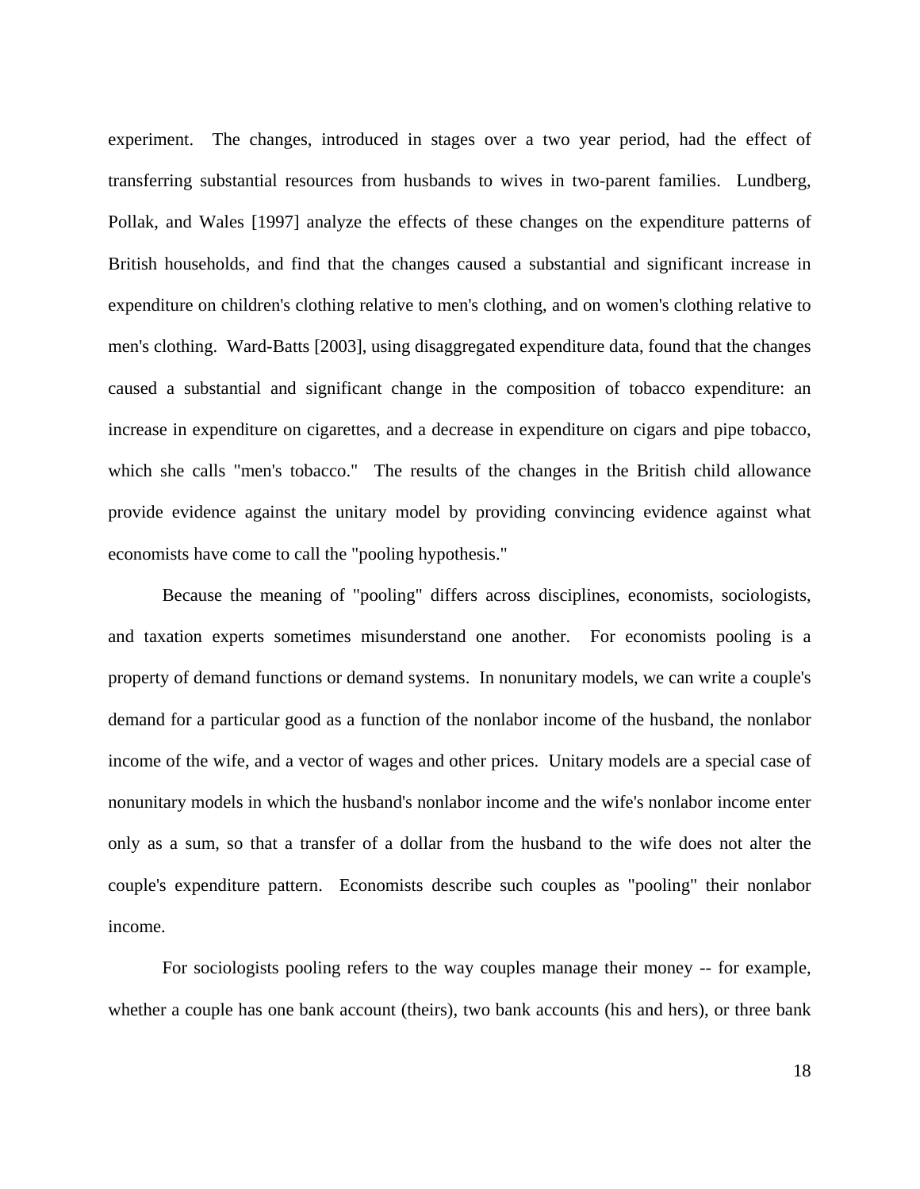experiment. The changes, introduced in stages over a two year period, had the effect of transferring substantial resources from husbands to wives in two-parent families. Lundberg, Pollak, and Wales [1997] analyze the effects of these changes on the expenditure patterns of British households, and find that the changes caused a substantial and significant increase in expenditure on children's clothing relative to men's clothing, and on women's clothing relative to men's clothing. Ward-Batts [2003], using disaggregated expenditure data, found that the changes caused a substantial and significant change in the composition of tobacco expenditure: an increase in expenditure on cigarettes, and a decrease in expenditure on cigars and pipe tobacco, which she calls "men's tobacco." The results of the changes in the British child allowance provide evidence against the unitary model by providing convincing evidence against what economists have come to call the "pooling hypothesis."

Because the meaning of "pooling" differs across disciplines, economists, sociologists, and taxation experts sometimes misunderstand one another. For economists pooling is a property of demand functions or demand systems. In nonunitary models, we can write a couple's demand for a particular good as a function of the nonlabor income of the husband, the nonlabor income of the wife, and a vector of wages and other prices. Unitary models are a special case of nonunitary models in which the husband's nonlabor income and the wife's nonlabor income enter only as a sum, so that a transfer of a dollar from the husband to the wife does not alter the couple's expenditure pattern. Economists describe such couples as "pooling" their nonlabor income.

For sociologists pooling refers to the way couples manage their money -- for example, whether a couple has one bank account (theirs), two bank accounts (his and hers), or three bank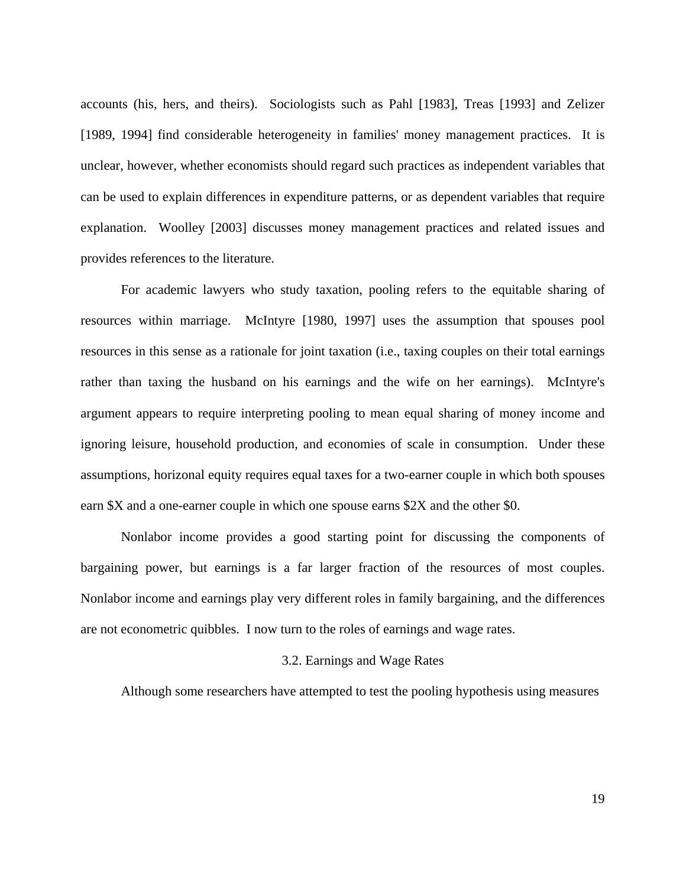accounts (his, hers, and theirs). Sociologists such as Pahl [1983], Treas [1993] and Zelizer [1989, 1994] find considerable heterogeneity in families' money management practices. It is unclear, however, whether economists should regard such practices as independent variables that can be used to explain differences in expenditure patterns, or as dependent variables that require explanation. Woolley [2003] discusses money management practices and related issues and provides references to the literature.

For academic lawyers who study taxation, pooling refers to the equitable sharing of resources within marriage. McIntyre [1980, 1997] uses the assumption that spouses pool resources in this sense as a rationale for joint taxation (i.e., taxing couples on their total earnings rather than taxing the husband on his earnings and the wife on her earnings). McIntyre's argument appears to require interpreting pooling to mean equal sharing of money income and ignoring leisure, household production, and economies of scale in consumption. Under these assumptions, horizonal equity requires equal taxes for a two-earner couple in which both spouses earn \$X and a one-earner couple in which one spouse earns \$2X and the other \$0.

Nonlabor income provides a good starting point for discussing the components of bargaining power, but earnings is a far larger fraction of the resources of most couples. Nonlabor income and earnings play very different roles in family bargaining, and the differences are not econometric quibbles. I now turn to the roles of earnings and wage rates.

### 3.2. Earnings and Wage Rates

Although some researchers have attempted to test the pooling hypothesis using measures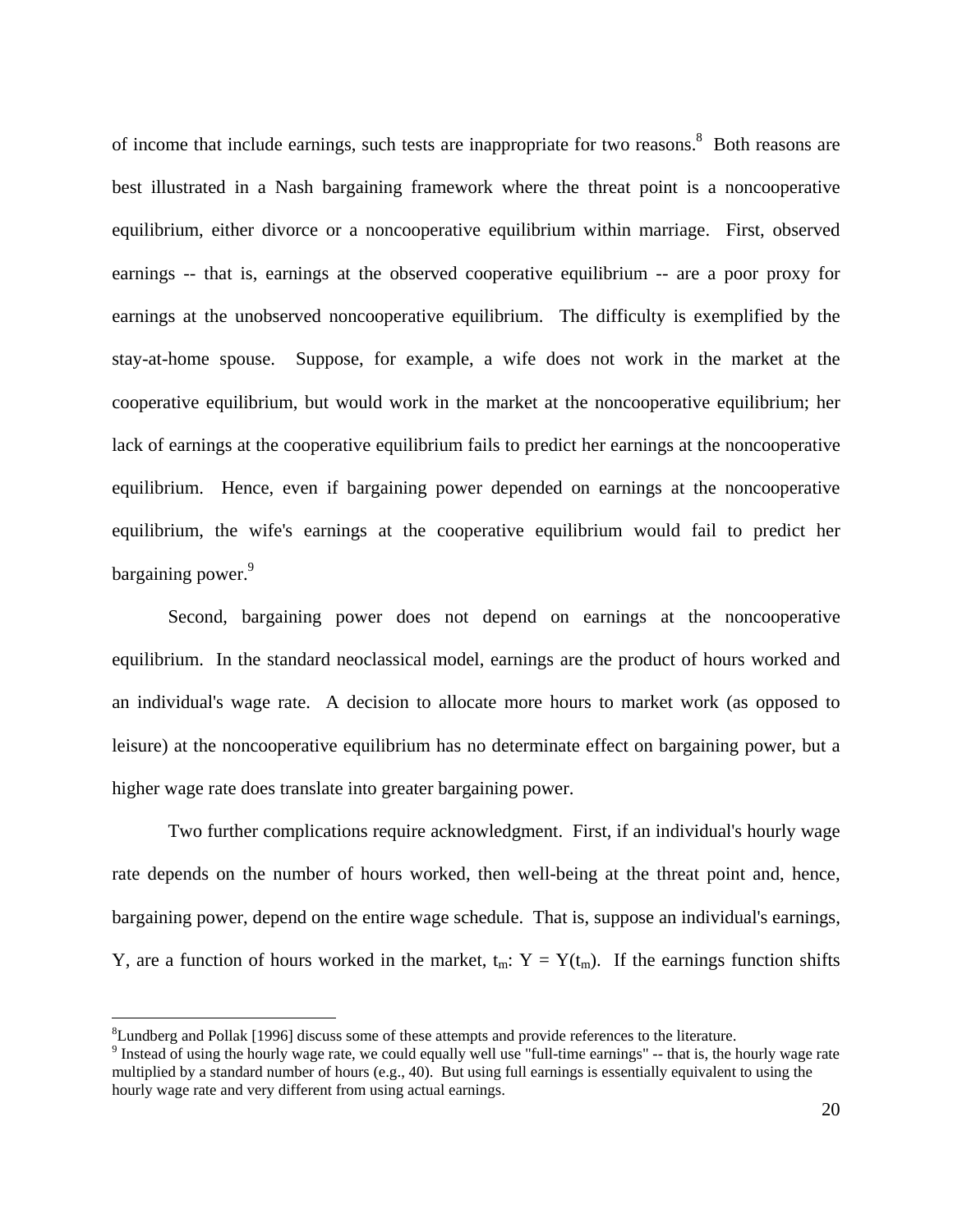of income that include earnings, such tests are inappropriate for two reasons.[8] Both reasons are best illustrated in a Nash bargaining framework where the threat point is a noncooperative equilibrium, either divorce or a noncooperative equilibrium within marriage. First, observed earnings -- that is, earnings at the observed cooperative equilibrium -- are a poor proxy for earnings at the unobserved noncooperative equilibrium. The difficulty is exemplified by the stay-at-home spouse. Suppose, for example, a wife does not work in the market at the cooperative equilibrium, but would work in the market at the noncooperative equilibrium; her lack of earnings at the cooperative equilibrium fails to predict her earnings at the noncooperative equilibrium. Hence, even if bargaining power depended on earnings at the noncooperative equilibrium, the wife's earnings at the cooperative equilibrium would fail to predict her bargaining power.[9]

Second, bargaining power does not depend on earnings at the noncooperative equilibrium. In the standard neoclassical model, earnings are the product of hours worked and an individual's wage rate. A decision to allocate more hours to market work (as opposed to leisure) at the noncooperative equilibrium has no determinate effect on bargaining power, but a higher wage rate does translate into greater bargaining power.

Two further complications require acknowledgment. First, if an individual's hourly wage rate depends on the number of hours worked, then well-being at the threat point and, hence, bargaining power, depend on the entire wage schedule. That is, suppose an individual's earnings, Y, are a function of hours worked in the market, $t_m$: $Y = Y(t_m)$. If the earnings function shifts

---

[8] Lundberg and Pollak [1996] discuss some of these attempts and provide references to the literature.

[9] Instead of using the hourly wage rate, we could equally well use "full-time earnings" -- that is, the hourly wage rate multiplied by a standard number of hours (e.g., 40). But using full earnings is essentially equivalent to using the hourly wage rate and very different from using actual earnings.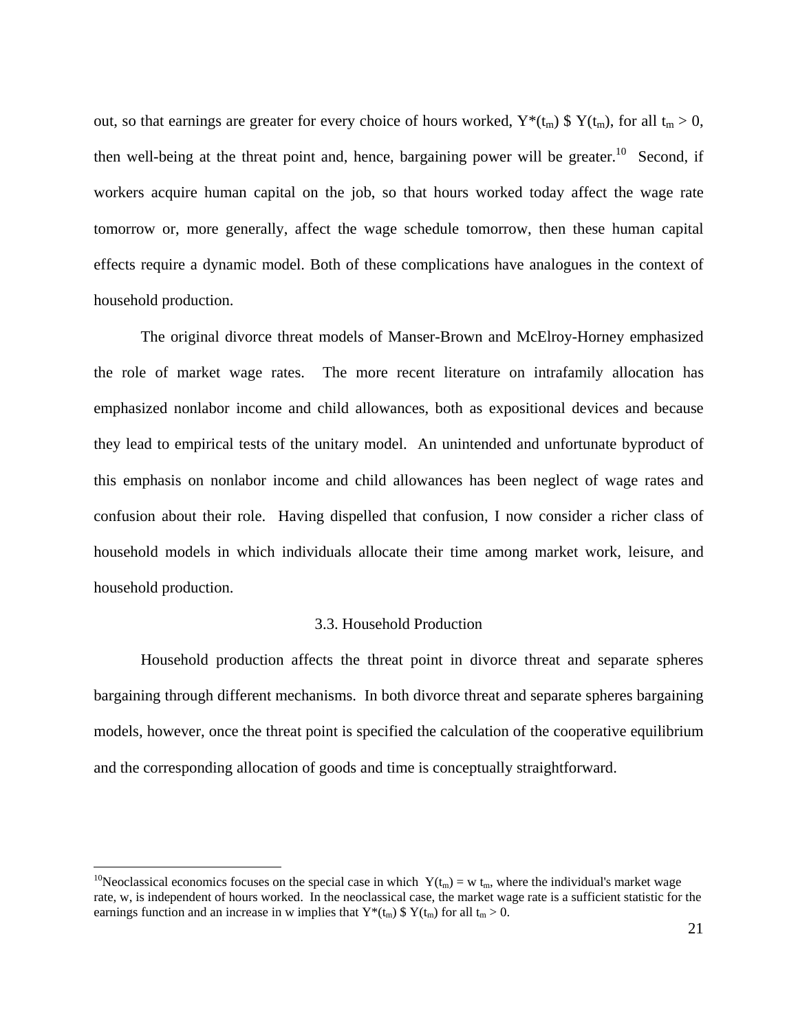out, so that earnings are greater for every choice of hours worked, $Y^*(t_m) \$ Y(t_m)$, for all $t_m > 0$, then well-being at the threat point and, hence, bargaining power will be greater.[10] Second, if workers acquire human capital on the job, so that hours worked today affect the wage rate tomorrow or, more generally, affect the wage schedule tomorrow, then these human capital effects require a dynamic model. Both of these complications have analogues in the context of household production.

The original divorce threat models of Manser-Brown and McElroy-Horney emphasized the role of market wage rates. The more recent literature on intrafamily allocation has emphasized nonlabor income and child allowances, both as expositional devices and because they lead to empirical tests of the unitary model. An unintended and unfortunate byproduct of this emphasis on nonlabor income and child allowances has been neglect of wage rates and confusion about their role. Having dispelled that confusion, I now consider a richer class of household models in which individuals allocate their time among market work, leisure, and household production.

### 3.3. Household Production

Household production affects the threat point in divorce threat and separate spheres bargaining through different mechanisms. In both divorce threat and separate spheres bargaining models, however, once the threat point is specified the calculation of the cooperative equilibrium and the corresponding allocation of goods and time is conceptually straightforward.

---

[10]Neoclassical economics focuses on the special case in which $Y(t_m) = w\, t_m$, where the individual's market wage rate, w, is independent of hours worked. In the neoclassical case, the market wage rate is a sufficient statistic for the earnings function and an increase in w implies that $Y^*(t_m) \$ Y(t_m)$ for all $t_m > 0$.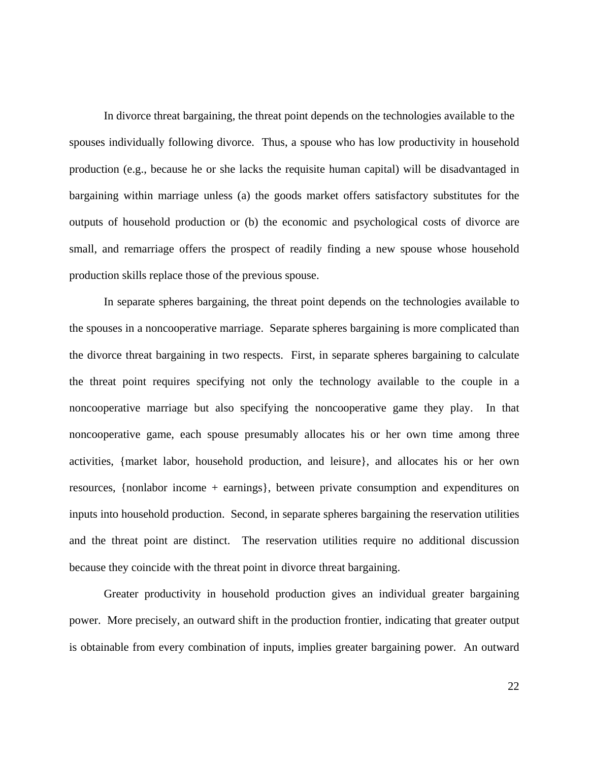In divorce threat bargaining, the threat point depends on the technologies available to the spouses individually following divorce. Thus, a spouse who has low productivity in household production (e.g., because he or she lacks the requisite human capital) will be disadvantaged in bargaining within marriage unless (a) the goods market offers satisfactory substitutes for the outputs of household production or (b) the economic and psychological costs of divorce are small, and remarriage offers the prospect of readily finding a new spouse whose household production skills replace those of the previous spouse.

In separate spheres bargaining, the threat point depends on the technologies available to the spouses in a noncooperative marriage. Separate spheres bargaining is more complicated than the divorce threat bargaining in two respects. First, in separate spheres bargaining to calculate the threat point requires specifying not only the technology available to the couple in a noncooperative marriage but also specifying the noncooperative game they play. In that noncooperative game, each spouse presumably allocates his or her own time among three activities, {market labor, household production, and leisure}, and allocates his or her own resources, {nonlabor income + earnings}, between private consumption and expenditures on inputs into household production. Second, in separate spheres bargaining the reservation utilities and the threat point are distinct. The reservation utilities require no additional discussion because they coincide with the threat point in divorce threat bargaining.

Greater productivity in household production gives an individual greater bargaining power. More precisely, an outward shift in the production frontier, indicating that greater output is obtainable from every combination of inputs, implies greater bargaining power. An outward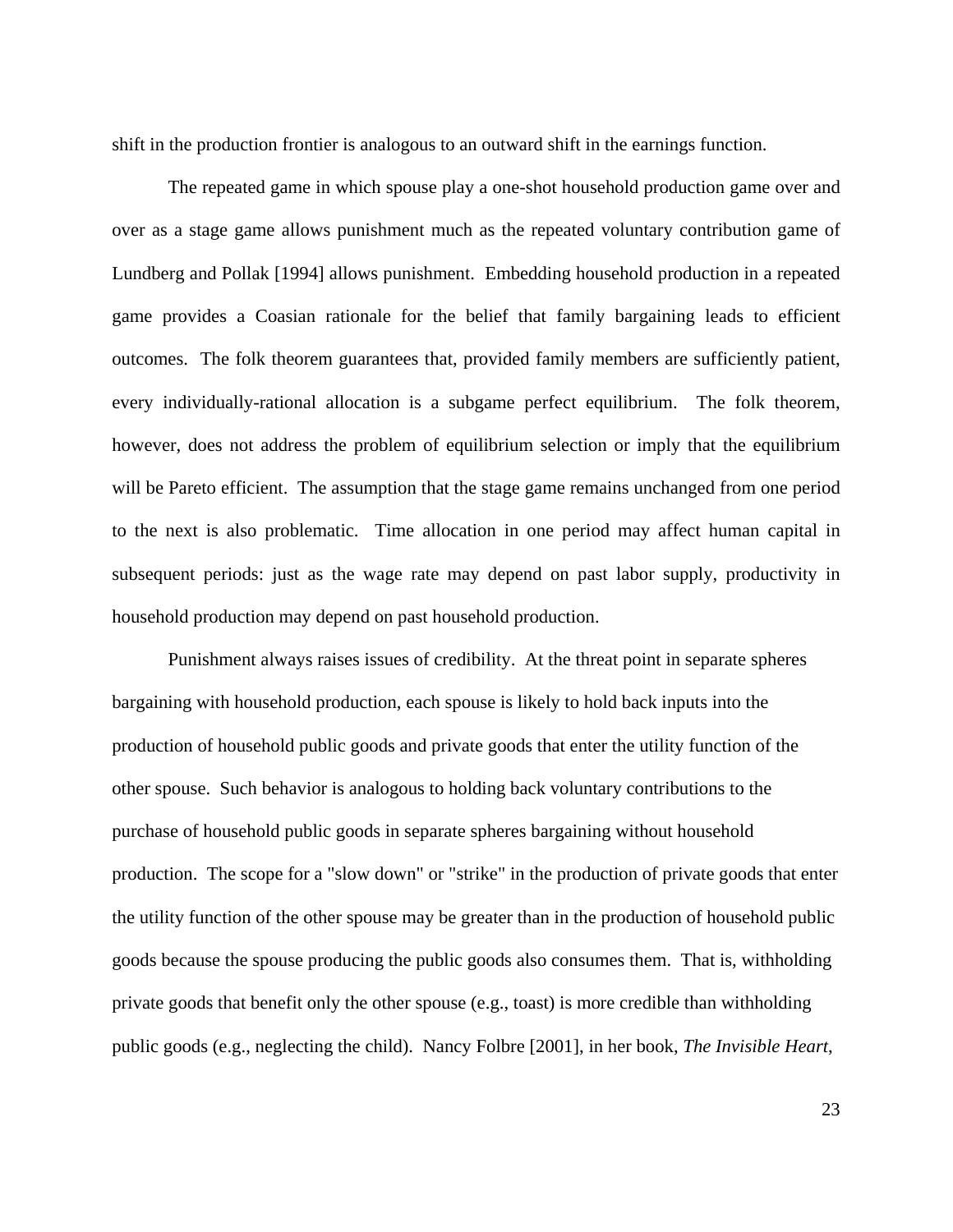shift in the production frontier is analogous to an outward shift in the earnings function.

The repeated game in which spouse play a one-shot household production game over and over as a stage game allows punishment much as the repeated voluntary contribution game of Lundberg and Pollak [1994] allows punishment. Embedding household production in a repeated game provides a Coasian rationale for the belief that family bargaining leads to efficient outcomes. The folk theorem guarantees that, provided family members are sufficiently patient, every individually-rational allocation is a subgame perfect equilibrium. The folk theorem, however, does not address the problem of equilibrium selection or imply that the equilibrium will be Pareto efficient. The assumption that the stage game remains unchanged from one period to the next is also problematic. Time allocation in one period may affect human capital in subsequent periods: just as the wage rate may depend on past labor supply, productivity in household production may depend on past household production.

Punishment always raises issues of credibility. At the threat point in separate spheres bargaining with household production, each spouse is likely to hold back inputs into the production of household public goods and private goods that enter the utility function of the other spouse. Such behavior is analogous to holding back voluntary contributions to the purchase of household public goods in separate spheres bargaining without household production. The scope for a "slow down" or "strike" in the production of private goods that enter the utility function of the other spouse may be greater than in the production of household public goods because the spouse producing the public goods also consumes them. That is, withholding private goods that benefit only the other spouse (e.g., toast) is more credible than withholding public goods (e.g., neglecting the child). Nancy Folbre [2001], in her book, *The Invisible Heart*,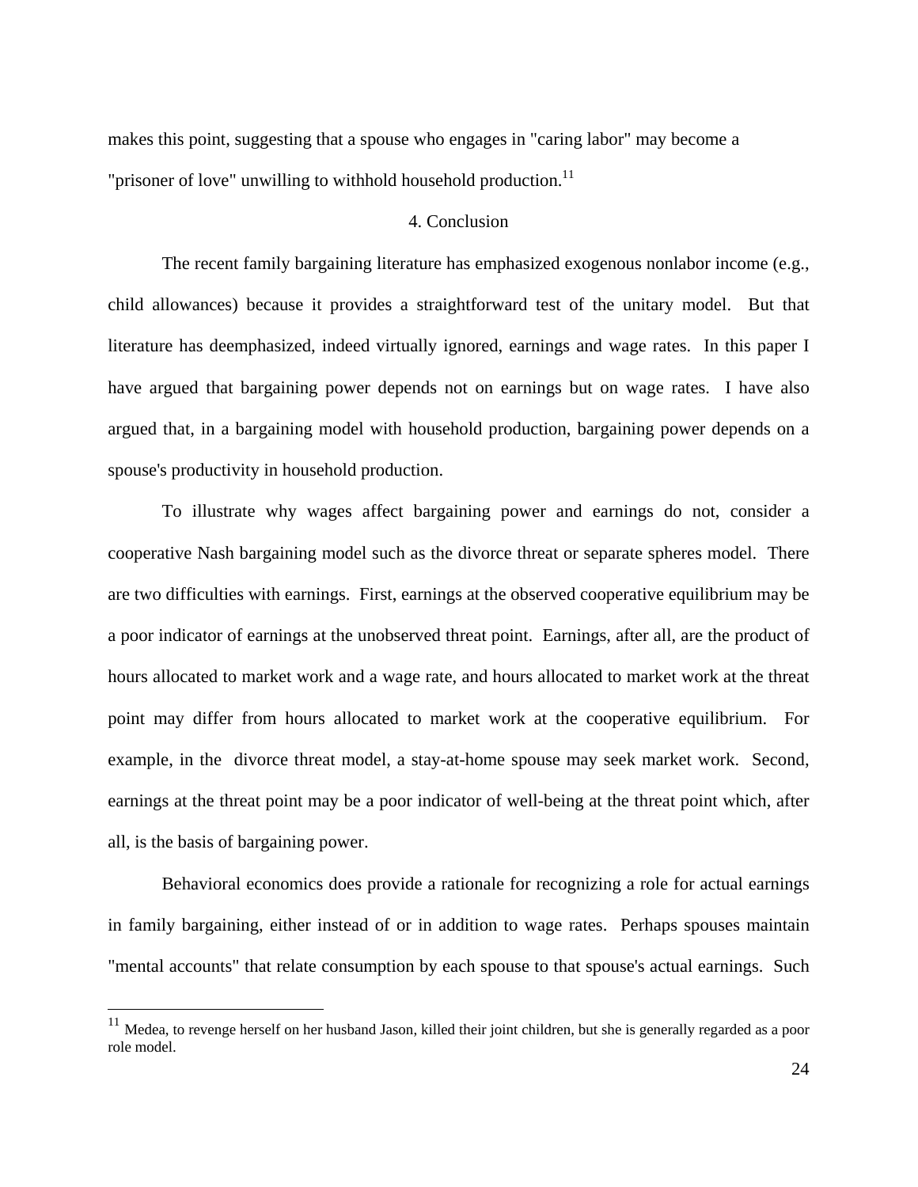makes this point, suggesting that a spouse who engages in "caring labor" may become a "prisoner of love" unwilling to withhold household production.[11]

## 4. Conclusion

The recent family bargaining literature has emphasized exogenous nonlabor income (e.g., child allowances) because it provides a straightforward test of the unitary model. But that literature has deemphasized, indeed virtually ignored, earnings and wage rates. In this paper I have argued that bargaining power depends not on earnings but on wage rates. I have also argued that, in a bargaining model with household production, bargaining power depends on a spouse's productivity in household production.

To illustrate why wages affect bargaining power and earnings do not, consider a cooperative Nash bargaining model such as the divorce threat or separate spheres model. There are two difficulties with earnings. First, earnings at the observed cooperative equilibrium may be a poor indicator of earnings at the unobserved threat point. Earnings, after all, are the product of hours allocated to market work and a wage rate, and hours allocated to market work at the threat point may differ from hours allocated to market work at the cooperative equilibrium. For example, in the divorce threat model, a stay-at-home spouse may seek market work. Second, earnings at the threat point may be a poor indicator of well-being at the threat point which, after all, is the basis of bargaining power.

Behavioral economics does provide a rationale for recognizing a role for actual earnings in family bargaining, either instead of or in addition to wage rates. Perhaps spouses maintain "mental accounts" that relate consumption by each spouse to that spouse's actual earnings. Such

---

[11] Medea, to revenge herself on her husband Jason, killed their joint children, but she is generally regarded as a poor role model.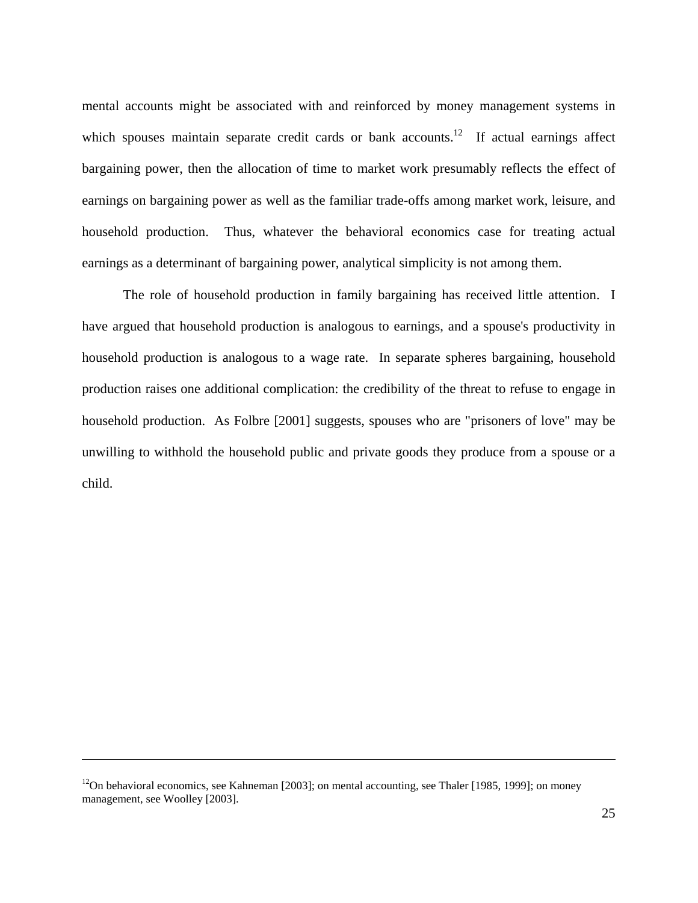mental accounts might be associated with and reinforced by money management systems in which spouses maintain separate credit cards or bank accounts.[12] If actual earnings affect bargaining power, then the allocation of time to market work presumably reflects the effect of earnings on bargaining power as well as the familiar trade-offs among market work, leisure, and household production. Thus, whatever the behavioral economics case for treating actual earnings as a determinant of bargaining power, analytical simplicity is not among them.

The role of household production in family bargaining has received little attention. I have argued that household production is analogous to earnings, and a spouse's productivity in household production is analogous to a wage rate. In separate spheres bargaining, household production raises one additional complication: the credibility of the threat to refuse to engage in household production. As Folbre [2001] suggests, spouses who are "prisoners of love" may be unwilling to withhold the household public and private goods they produce from a spouse or a child.

---

[12]On behavioral economics, see Kahneman [2003]; on mental accounting, see Thaler [1985, 1999]; on money management, see Woolley [2003].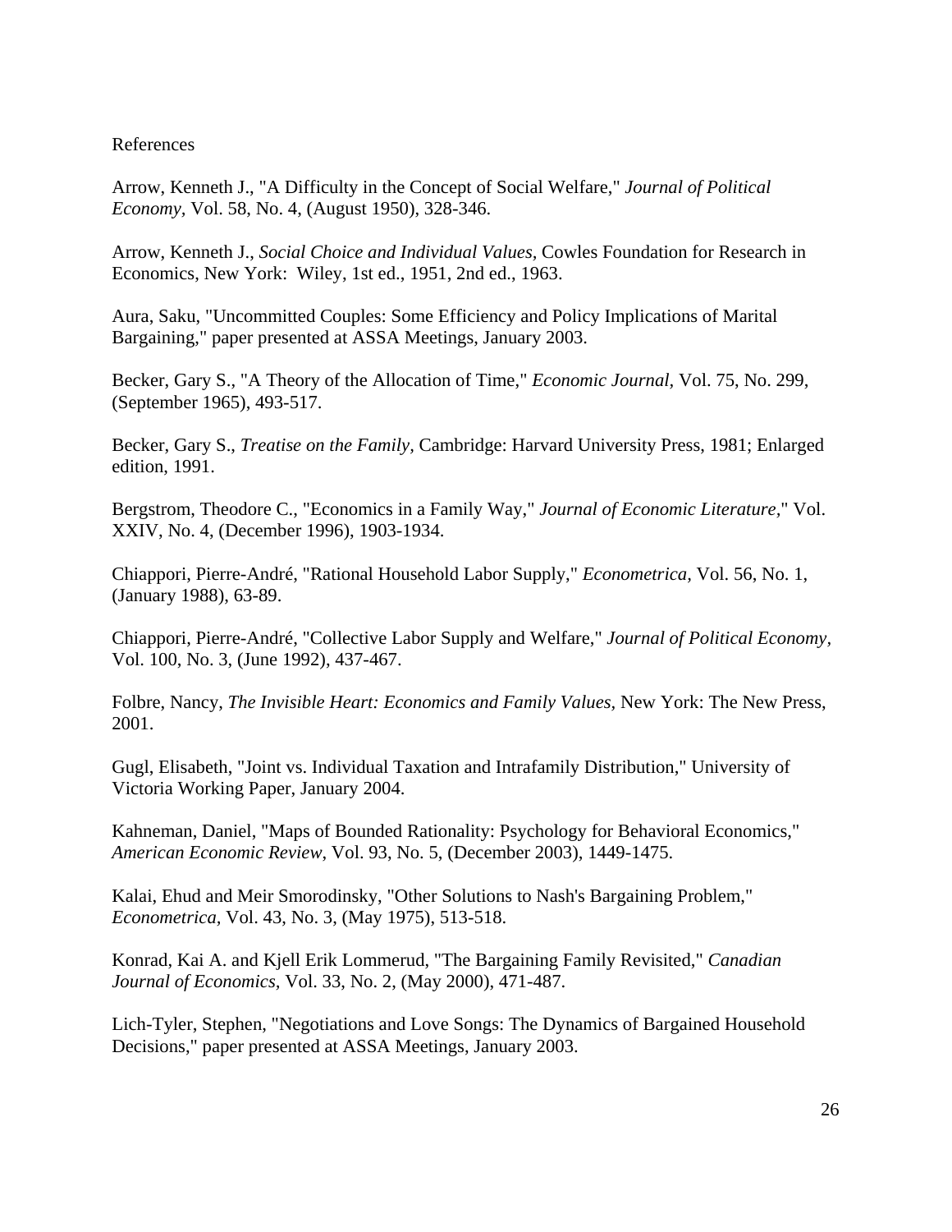References

Arrow, Kenneth J., "A Difficulty in the Concept of Social Welfare," *Journal of Political Economy*, Vol. 58, No. 4, (August 1950), 328-346.

Arrow, Kenneth J., *Social Choice and Individual Values,* Cowles Foundation for Research in Economics, New York: Wiley, 1st ed., 1951, 2nd ed., 1963.

Aura, Saku, "Uncommitted Couples: Some Efficiency and Policy Implications of Marital Bargaining," paper presented at ASSA Meetings, January 2003.

Becker, Gary S., "A Theory of the Allocation of Time," *Economic Journal*, Vol. 75, No. 299, (September 1965), 493-517.

Becker, Gary S., *Treatise on the Family,* Cambridge: Harvard University Press, 1981; Enlarged edition, 1991.

Bergstrom, Theodore C., "Economics in a Family Way," *Journal of Economic Literature,*" Vol. XXIV, No. 4, (December 1996), 1903-1934.

Chiappori, Pierre-André, "Rational Household Labor Supply," *Econometrica,* Vol. 56, No. 1, (January 1988), 63-89.

Chiappori, Pierre-André, "Collective Labor Supply and Welfare," *Journal of Political Economy*, Vol. 100, No. 3, (June 1992), 437-467.

Folbre, Nancy, *The Invisible Heart: Economics and Family Values,* New York: The New Press, 2001.

Gugl, Elisabeth, "Joint vs. Individual Taxation and Intrafamily Distribution," University of Victoria Working Paper, January 2004.

Kahneman, Daniel, "Maps of Bounded Rationality: Psychology for Behavioral Economics," *American Economic Review*, Vol. 93, No. 5, (December 2003), 1449-1475.

Kalai, Ehud and Meir Smorodinsky, "Other Solutions to Nash's Bargaining Problem," *Econometrica,* Vol. 43, No. 3, (May 1975), 513-518.

Konrad, Kai A. and Kjell Erik Lommerud, "The Bargaining Family Revisited," *Canadian Journal of Economics*, Vol. 33, No. 2, (May 2000), 471-487.

Lich-Tyler, Stephen, "Negotiations and Love Songs: The Dynamics of Bargained Household Decisions," paper presented at ASSA Meetings, January 2003.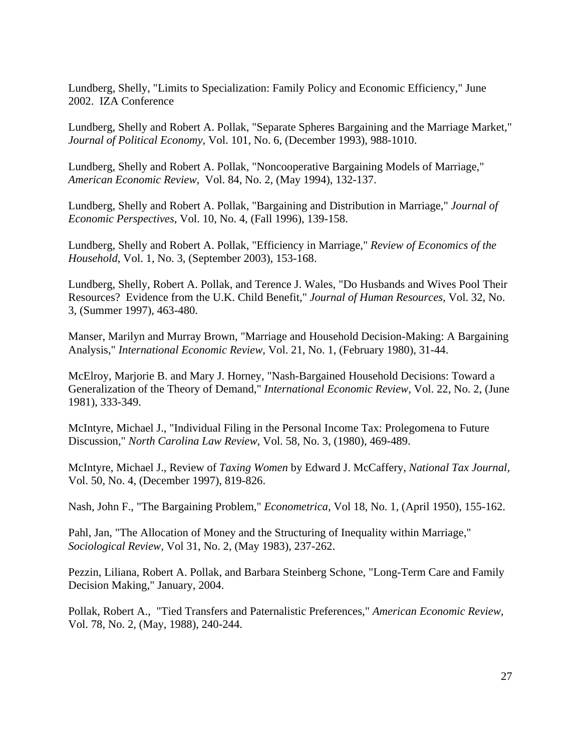Lundberg, Shelly, "Limits to Specialization: Family Policy and Economic Efficiency," June 2002. IZA Conference

Lundberg, Shelly and Robert A. Pollak, "Separate Spheres Bargaining and the Marriage Market," *Journal of Political Economy,* Vol. 101, No. 6, (December 1993), 988-1010.

Lundberg, Shelly and Robert A. Pollak, "Noncooperative Bargaining Models of Marriage," *American Economic Review,* Vol. 84, No. 2, (May 1994), 132-137.

Lundberg, Shelly and Robert A. Pollak, "Bargaining and Distribution in Marriage," *Journal of Economic Perspectives,* Vol. 10, No. 4, (Fall 1996), 139-158.

Lundberg, Shelly and Robert A. Pollak, "Efficiency in Marriage," *Review of Economics of the Household,* Vol. 1, No. 3, (September 2003), 153-168.

Lundberg, Shelly, Robert A. Pollak, and Terence J. Wales, "Do Husbands and Wives Pool Their Resources? Evidence from the U.K. Child Benefit," *Journal of Human Resources,* Vol. 32, No. 3, (Summer 1997), 463-480.

Manser, Marilyn and Murray Brown, "Marriage and Household Decision-Making: A Bargaining Analysis," *International Economic Review,* Vol. 21, No. 1, (February 1980), 31-44.

McElroy, Marjorie B. and Mary J. Horney, "Nash-Bargained Household Decisions: Toward a Generalization of the Theory of Demand," *International Economic Review,* Vol. 22, No. 2, (June 1981), 333-349.

McIntyre, Michael J., "Individual Filing in the Personal Income Tax: Prolegomena to Future Discussion," *North Carolina Law Review,* Vol. 58, No. 3, (1980), 469-489.

McIntyre, Michael J., Review of *Taxing Women* by Edward J. McCaffery, *National Tax Journal,* Vol. 50, No. 4, (December 1997), 819-826.

Nash, John F., "The Bargaining Problem," *Econometrica,* Vol 18, No. 1, (April 1950), 155-162.

Pahl, Jan, "The Allocation of Money and the Structuring of Inequality within Marriage," *Sociological Review,* Vol 31, No. 2, (May 1983), 237-262.

Pezzin, Liliana, Robert A. Pollak, and Barbara Steinberg Schone, "Long-Term Care and Family Decision Making," January, 2004.

Pollak, Robert A., "Tied Transfers and Paternalistic Preferences," *American Economic Review,* Vol. 78, No. 2, (May, 1988), 240-244.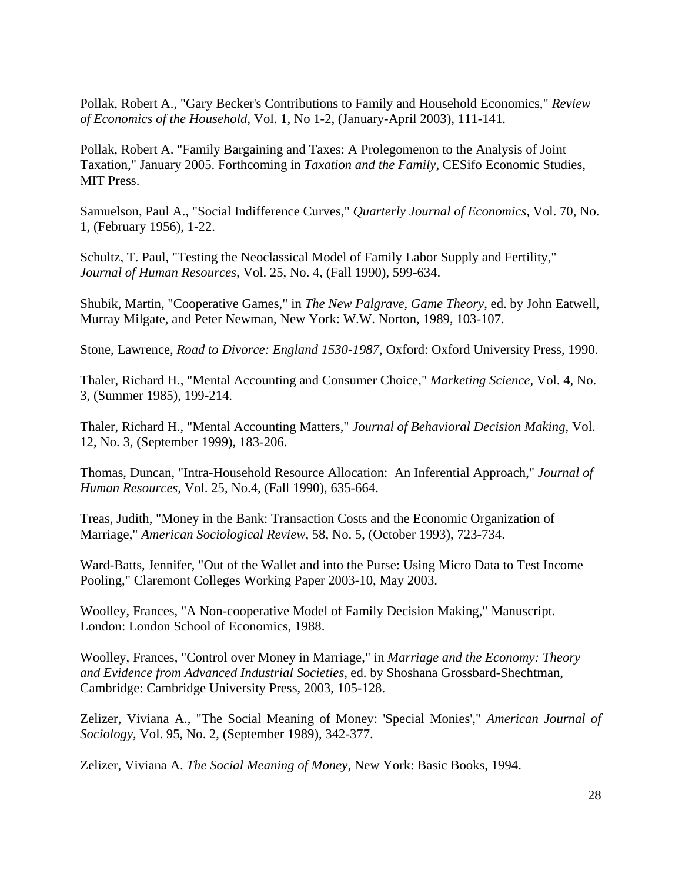Pollak, Robert A., "Gary Becker's Contributions to Family and Household Economics," *Review of Economics of the Household,* Vol. 1, No 1-2, (January-April 2003), 111-141.

Pollak, Robert A. "Family Bargaining and Taxes: A Prolegomenon to the Analysis of Joint Taxation," January 2005. Forthcoming in *Taxation and the Family*, CESifo Economic Studies, MIT Press.

Samuelson, Paul A., "Social Indifference Curves," *Quarterly Journal of Economics,* Vol. 70, No. 1, (February 1956), 1-22.

Schultz, T. Paul, "Testing the Neoclassical Model of Family Labor Supply and Fertility," *Journal of Human Resources,* Vol. 25, No. 4, (Fall 1990), 599-634.

Shubik, Martin, "Cooperative Games," in *The New Palgrave, Game Theory*, ed. by John Eatwell, Murray Milgate, and Peter Newman, New York: W.W. Norton, 1989, 103-107.

Stone, Lawrence, *Road to Divorce: England 1530-1987,* Oxford: Oxford University Press, 1990.

Thaler, Richard H., "Mental Accounting and Consumer Choice," *Marketing Science,* Vol. 4, No. 3, (Summer 1985), 199-214.

Thaler, Richard H., "Mental Accounting Matters," *Journal of Behavioral Decision Making,* Vol. 12, No. 3, (September 1999), 183-206.

Thomas, Duncan, "Intra-Household Resource Allocation: An Inferential Approach," *Journal of Human Resources,* Vol. 25, No.4, (Fall 1990), 635-664.

Treas, Judith, "Money in the Bank: Transaction Costs and the Economic Organization of Marriage," *American Sociological Review,* 58, No. 5, (October 1993), 723-734.

Ward-Batts, Jennifer, "Out of the Wallet and into the Purse: Using Micro Data to Test Income Pooling," Claremont Colleges Working Paper 2003-10, May 2003.

Woolley, Frances, "A Non-cooperative Model of Family Decision Making," Manuscript. London: London School of Economics, 1988.

Woolley, Frances, "Control over Money in Marriage," in *Marriage and the Economy: Theory and Evidence from Advanced Industrial Societies*, ed. by Shoshana Grossbard-Shechtman, Cambridge: Cambridge University Press, 2003, 105-128.

Zelizer, Viviana A., "The Social Meaning of Money: 'Special Monies'," *American Journal of Sociology,* Vol. 95, No. 2, (September 1989), 342-377.

Zelizer, Viviana A. *The Social Meaning of Money,* New York: Basic Books, 1994.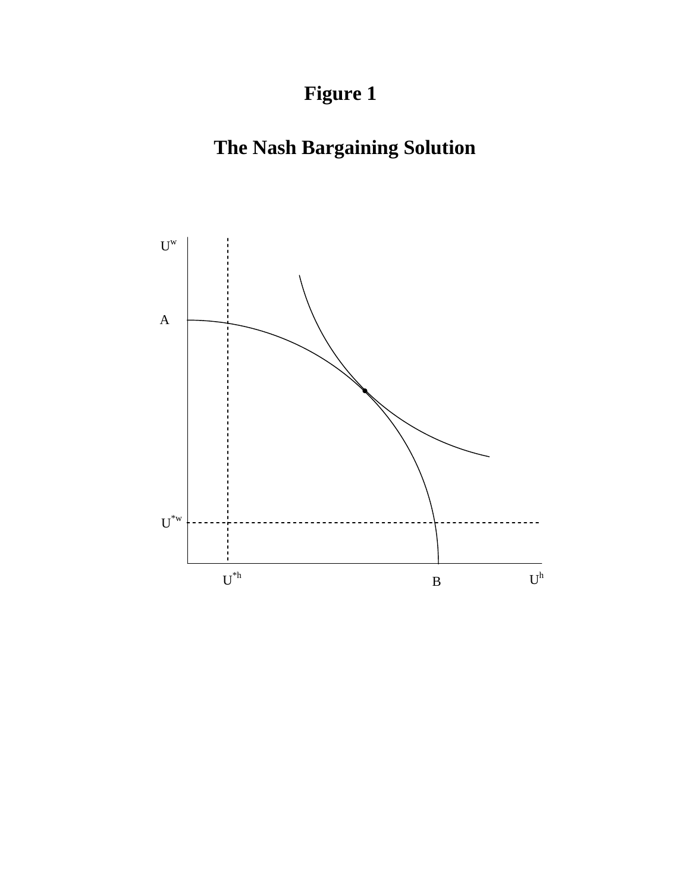# Figure 1

## The Nash Bargaining Solution

$U^w$

A

$U^{*w}$

$U^{*h}$

B

$U^h$